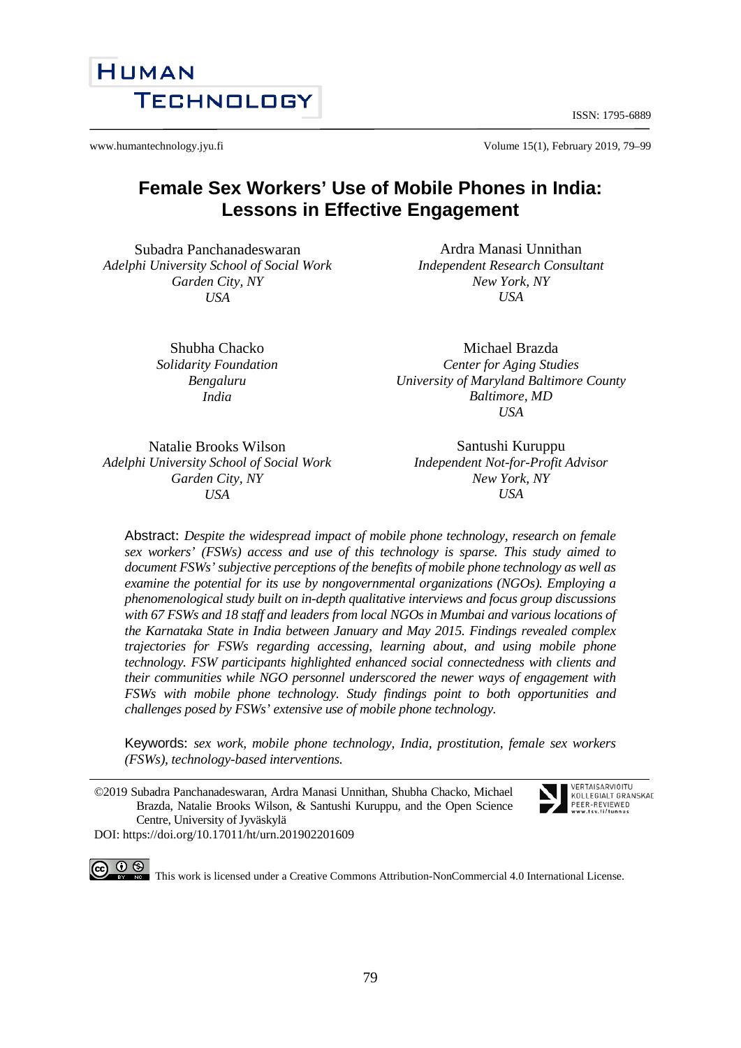# Female Sex Workers' Use of Mobile Phones in India: Lessons in Effective Engagement

Subadra Panchanadeswaran
*Adelphi University School of Social Work*
*Garden City, NY*
*USA*

Ardra Manasi Unnithan
*Independent Research Consultant*
*New York, NY*
*USA*

Shubha Chacko
*Solidarity Foundation*
*Bengaluru*
*India*

Michael Brazda
*Center for Aging Studies*
*University of Maryland Baltimore County*
*Baltimore, MD*
*USA*

Natalie Brooks Wilson
*Adelphi University School of Social Work*
*Garden City, NY*
*USA*

Santushi Kuruppu
*Independent Not-for-Profit Advisor*
*New York, NY*
*USA*

Abstract: *Despite the widespread impact of mobile phone technology, research on female sex workers' (FSWs) access and use of this technology is sparse. This study aimed to document FSWs' subjective perceptions of the benefits of mobile phone technology as well as examine the potential for its use by nongovernmental organizations (NGOs). Employing a phenomenological study built on in-depth qualitative interviews and focus group discussions with 67 FSWs and 18 staff and leaders from local NGOs in Mumbai and various locations of the Karnataka State in India between January and May 2015. Findings revealed complex trajectories for FSWs regarding accessing, learning about, and using mobile phone technology. FSW participants highlighted enhanced social connectedness with clients and their communities while NGO personnel underscored the newer ways of engagement with FSWs with mobile phone technology. Study findings point to both opportunities and challenges posed by FSWs' extensive use of mobile phone technology.*

Keywords: *sex work, mobile phone technology, India, prostitution, female sex workers (FSWs), technology-based interventions.*

©2019 Subadra Panchanadeswaran, Ardra Manasi Unnithan, Shubha Chacko, Michael Brazda, Natalie Brooks Wilson, & Santushi Kuruppu, and the Open Science Centre, University of Jyväskylä

DOI: https://doi.org/10.17011/ht/urn.201902201609

This work is licensed under a Creative Commons Attribution-NonCommercial 4.0 International License.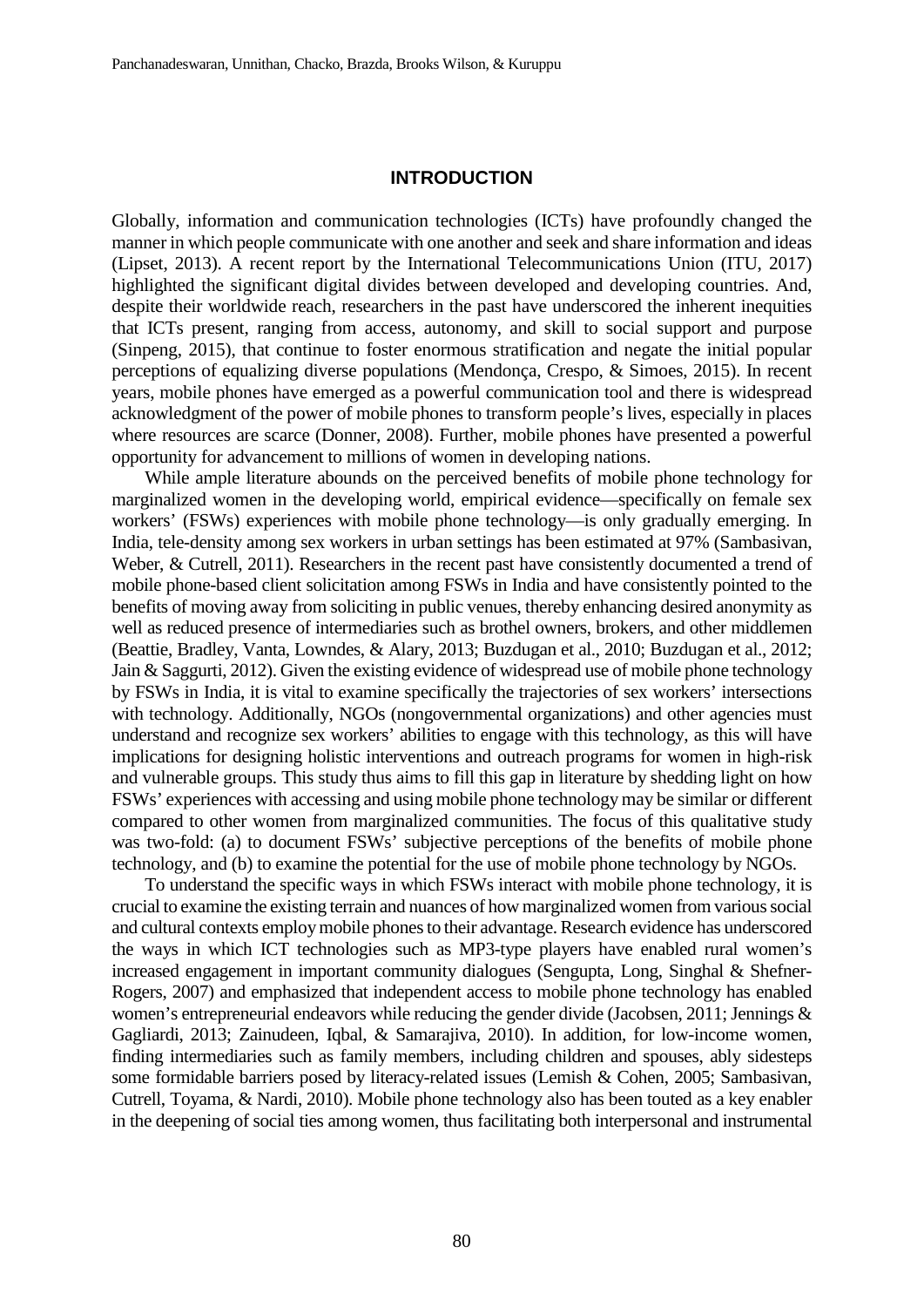## INTRODUCTION

Globally, information and communication technologies (ICTs) have profoundly changed the manner in which people communicate with one another and seek and share information and ideas (Lipset, 2013). A recent report by the International Telecommunications Union (ITU, 2017) highlighted the significant digital divides between developed and developing countries. And, despite their worldwide reach, researchers in the past have underscored the inherent inequities that ICTs present, ranging from access, autonomy, and skill to social support and purpose (Sinpeng, 2015), that continue to foster enormous stratification and negate the initial popular perceptions of equalizing diverse populations (Mendonça, Crespo, & Simoes, 2015). In recent years, mobile phones have emerged as a powerful communication tool and there is widespread acknowledgment of the power of mobile phones to transform people's lives, especially in places where resources are scarce (Donner, 2008). Further, mobile phones have presented a powerful opportunity for advancement to millions of women in developing nations.

While ample literature abounds on the perceived benefits of mobile phone technology for marginalized women in the developing world, empirical evidence—specifically on female sex workers' (FSWs) experiences with mobile phone technology—is only gradually emerging. In India, tele-density among sex workers in urban settings has been estimated at 97% (Sambasivan, Weber, & Cutrell, 2011). Researchers in the recent past have consistently documented a trend of mobile phone-based client solicitation among FSWs in India and have consistently pointed to the benefits of moving away from soliciting in public venues, thereby enhancing desired anonymity as well as reduced presence of intermediaries such as brothel owners, brokers, and other middlemen (Beattie, Bradley, Vanta, Lowndes, & Alary, 2013; Buzdugan et al., 2010; Buzdugan et al., 2012; Jain & Saggurti, 2012). Given the existing evidence of widespread use of mobile phone technology by FSWs in India, it is vital to examine specifically the trajectories of sex workers' intersections with technology. Additionally, NGOs (nongovernmental organizations) and other agencies must understand and recognize sex workers' abilities to engage with this technology, as this will have implications for designing holistic interventions and outreach programs for women in high-risk and vulnerable groups. This study thus aims to fill this gap in literature by shedding light on how FSWs' experiences with accessing and using mobile phone technology may be similar or different compared to other women from marginalized communities. The focus of this qualitative study was two-fold: (a) to document FSWs' subjective perceptions of the benefits of mobile phone technology, and (b) to examine the potential for the use of mobile phone technology by NGOs.

To understand the specific ways in which FSWs interact with mobile phone technology, it is crucial to examine the existing terrain and nuances of how marginalized women from various social and cultural contexts employ mobile phones to their advantage. Research evidence has underscored the ways in which ICT technologies such as MP3-type players have enabled rural women's increased engagement in important community dialogues (Sengupta, Long, Singhal & Shefner-Rogers, 2007) and emphasized that independent access to mobile phone technology has enabled women's entrepreneurial endeavors while reducing the gender divide (Jacobsen, 2011; Jennings & Gagliardi, 2013; Zainudeen, Iqbal, & Samarajiva, 2010). In addition, for low-income women, finding intermediaries such as family members, including children and spouses, ably sidesteps some formidable barriers posed by literacy-related issues (Lemish & Cohen, 2005; Sambasivan, Cutrell, Toyama, & Nardi, 2010). Mobile phone technology also has been touted as a key enabler in the deepening of social ties among women, thus facilitating both interpersonal and instrumental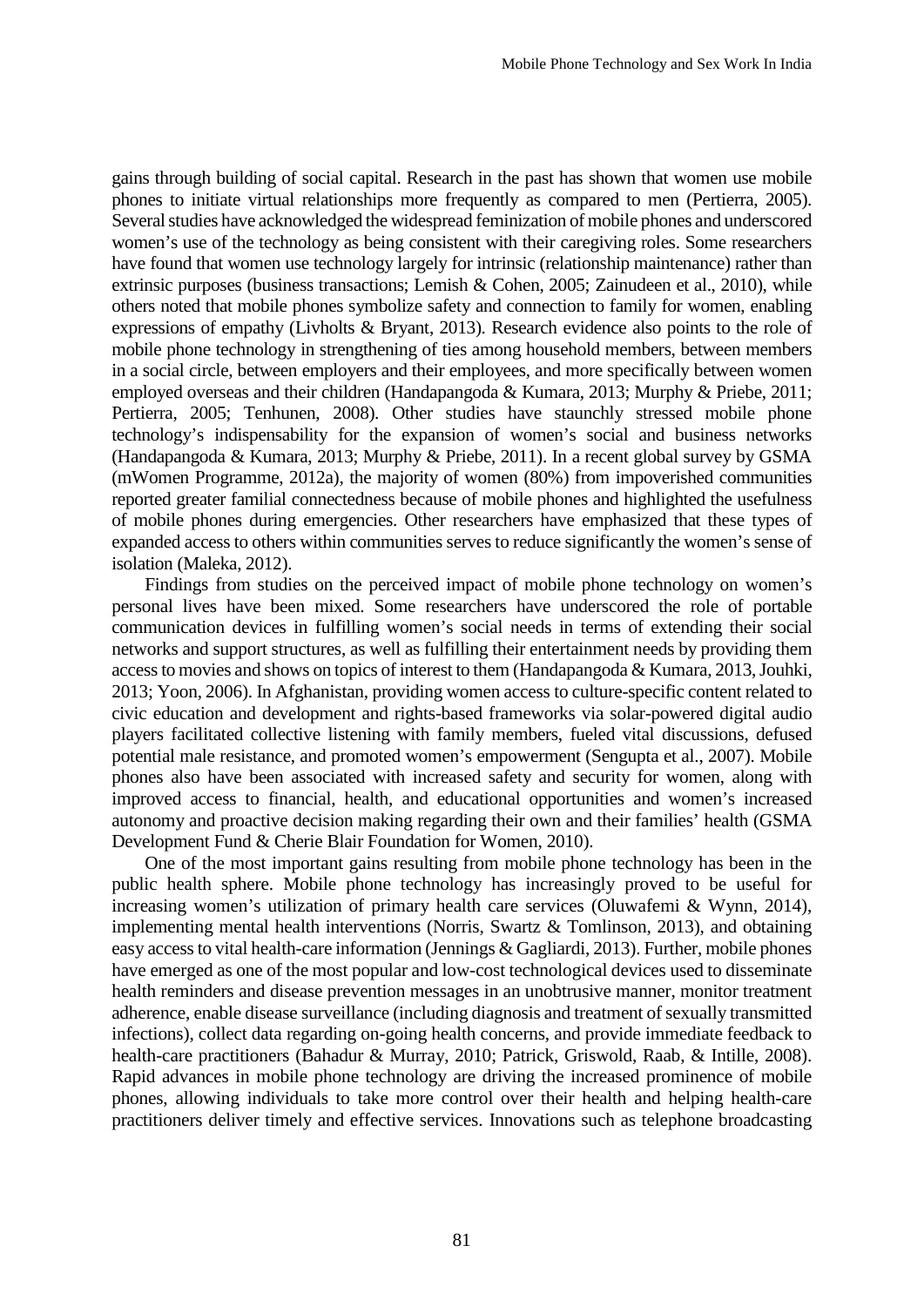gains through building of social capital. Research in the past has shown that women use mobile phones to initiate virtual relationships more frequently as compared to men (Pertierra, 2005). Several studies have acknowledged the widespread feminization of mobile phones and underscored women's use of the technology as being consistent with their caregiving roles. Some researchers have found that women use technology largely for intrinsic (relationship maintenance) rather than extrinsic purposes (business transactions; Lemish & Cohen, 2005; Zainudeen et al., 2010), while others noted that mobile phones symbolize safety and connection to family for women, enabling expressions of empathy (Livholts & Bryant, 2013). Research evidence also points to the role of mobile phone technology in strengthening of ties among household members, between members in a social circle, between employers and their employees, and more specifically between women employed overseas and their children (Handapangoda & Kumara, 2013; Murphy & Priebe, 2011; Pertierra, 2005; Tenhunen, 2008). Other studies have staunchly stressed mobile phone technology's indispensability for the expansion of women's social and business networks (Handapangoda & Kumara, 2013; Murphy & Priebe, 2011). In a recent global survey by GSMA (mWomen Programme, 2012a), the majority of women (80%) from impoverished communities reported greater familial connectedness because of mobile phones and highlighted the usefulness of mobile phones during emergencies. Other researchers have emphasized that these types of expanded access to others within communities serves to reduce significantly the women's sense of isolation (Maleka, 2012).

Findings from studies on the perceived impact of mobile phone technology on women's personal lives have been mixed. Some researchers have underscored the role of portable communication devices in fulfilling women's social needs in terms of extending their social networks and support structures, as well as fulfilling their entertainment needs by providing them access to movies and shows on topics of interest to them (Handapangoda & Kumara, 2013, Jouhki, 2013; Yoon, 2006). In Afghanistan, providing women access to culture-specific content related to civic education and development and rights-based frameworks via solar-powered digital audio players facilitated collective listening with family members, fueled vital discussions, defused potential male resistance, and promoted women's empowerment (Sengupta et al., 2007). Mobile phones also have been associated with increased safety and security for women, along with improved access to financial, health, and educational opportunities and women's increased autonomy and proactive decision making regarding their own and their families' health (GSMA Development Fund & Cherie Blair Foundation for Women, 2010).

One of the most important gains resulting from mobile phone technology has been in the public health sphere. Mobile phone technology has increasingly proved to be useful for increasing women's utilization of primary health care services (Oluwafemi & Wynn, 2014), implementing mental health interventions (Norris, Swartz & Tomlinson, 2013), and obtaining easy access to vital health-care information (Jennings & Gagliardi, 2013). Further, mobile phones have emerged as one of the most popular and low-cost technological devices used to disseminate health reminders and disease prevention messages in an unobtrusive manner, monitor treatment adherence, enable disease surveillance (including diagnosis and treatment of sexually transmitted infections), collect data regarding on-going health concerns, and provide immediate feedback to health-care practitioners (Bahadur & Murray, 2010; Patrick, Griswold, Raab, & Intille, 2008). Rapid advances in mobile phone technology are driving the increased prominence of mobile phones, allowing individuals to take more control over their health and helping health-care practitioners deliver timely and effective services. Innovations such as telephone broadcasting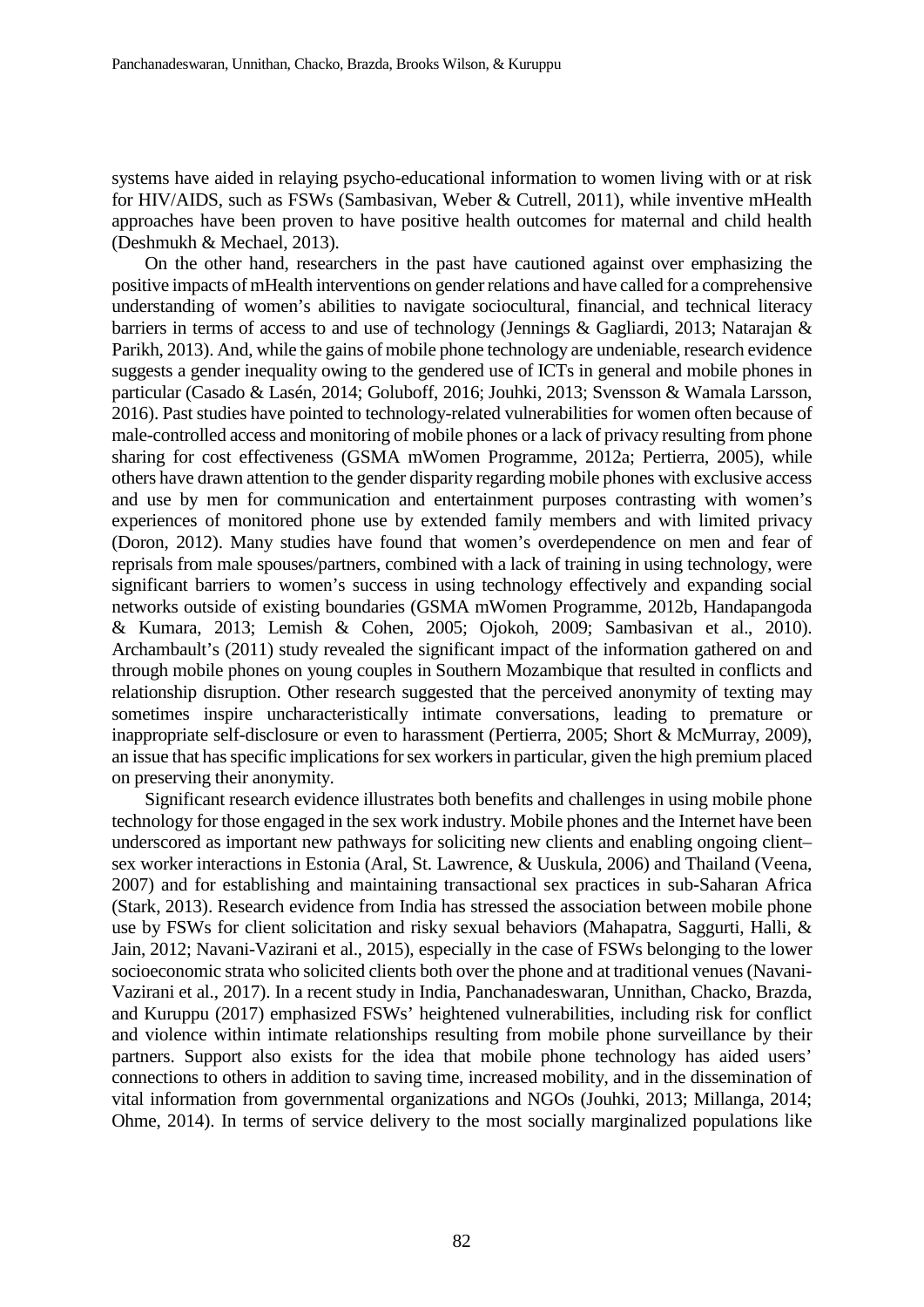systems have aided in relaying psycho-educational information to women living with or at risk for HIV/AIDS, such as FSWs (Sambasivan, Weber & Cutrell, 2011), while inventive mHealth approaches have been proven to have positive health outcomes for maternal and child health (Deshmukh & Mechael, 2013).

On the other hand, researchers in the past have cautioned against over emphasizing the positive impacts of mHealth interventions on gender relations and have called for a comprehensive understanding of women's abilities to navigate sociocultural, financial, and technical literacy barriers in terms of access to and use of technology (Jennings & Gagliardi, 2013; Natarajan & Parikh, 2013). And, while the gains of mobile phone technology are undeniable, research evidence suggests a gender inequality owing to the gendered use of ICTs in general and mobile phones in particular (Casado & Lasén, 2014; Goluboff, 2016; Jouhki, 2013; Svensson & Wamala Larsson, 2016). Past studies have pointed to technology-related vulnerabilities for women often because of male-controlled access and monitoring of mobile phones or a lack of privacy resulting from phone sharing for cost effectiveness (GSMA mWomen Programme, 2012a; Pertierra, 2005), while others have drawn attention to the gender disparity regarding mobile phones with exclusive access and use by men for communication and entertainment purposes contrasting with women's experiences of monitored phone use by extended family members and with limited privacy (Doron, 2012). Many studies have found that women's overdependence on men and fear of reprisals from male spouses/partners, combined with a lack of training in using technology, were significant barriers to women's success in using technology effectively and expanding social networks outside of existing boundaries (GSMA mWomen Programme, 2012b, Handapangoda & Kumara, 2013; Lemish & Cohen, 2005; Ojokoh, 2009; Sambasivan et al., 2010). Archambault's (2011) study revealed the significant impact of the information gathered on and through mobile phones on young couples in Southern Mozambique that resulted in conflicts and relationship disruption. Other research suggested that the perceived anonymity of texting may sometimes inspire uncharacteristically intimate conversations, leading to premature or inappropriate self-disclosure or even to harassment (Pertierra, 2005; Short & McMurray, 2009), an issue that has specific implications for sex workers in particular, given the high premium placed on preserving their anonymity.

Significant research evidence illustrates both benefits and challenges in using mobile phone technology for those engaged in the sex work industry. Mobile phones and the Internet have been underscored as important new pathways for soliciting new clients and enabling ongoing client–sex worker interactions in Estonia (Aral, St. Lawrence, & Uuskula, 2006) and Thailand (Veena, 2007) and for establishing and maintaining transactional sex practices in sub-Saharan Africa (Stark, 2013). Research evidence from India has stressed the association between mobile phone use by FSWs for client solicitation and risky sexual behaviors (Mahapatra, Saggurti, Halli, & Jain, 2012; Navani-Vazirani et al., 2015), especially in the case of FSWs belonging to the lower socioeconomic strata who solicited clients both over the phone and at traditional venues (Navani-Vazirani et al., 2017). In a recent study in India, Panchanadeswaran, Unnithan, Chacko, Brazda, and Kuruppu (2017) emphasized FSWs' heightened vulnerabilities, including risk for conflict and violence within intimate relationships resulting from mobile phone surveillance by their partners. Support also exists for the idea that mobile phone technology has aided users' connections to others in addition to saving time, increased mobility, and in the dissemination of vital information from governmental organizations and NGOs (Jouhki, 2013; Millanga, 2014; Ohme, 2014). In terms of service delivery to the most socially marginalized populations like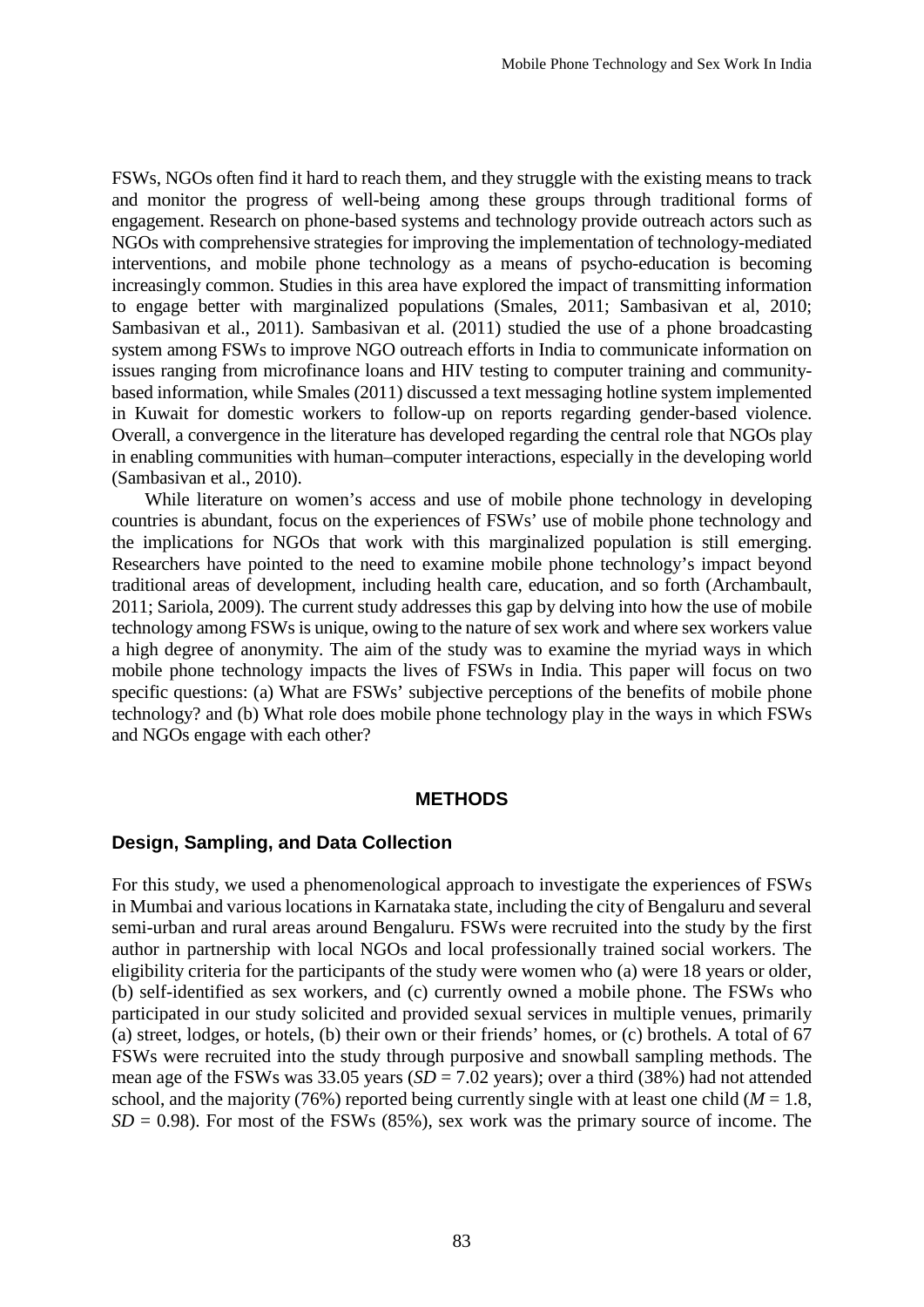FSWs, NGOs often find it hard to reach them, and they struggle with the existing means to track and monitor the progress of well-being among these groups through traditional forms of engagement. Research on phone-based systems and technology provide outreach actors such as NGOs with comprehensive strategies for improving the implementation of technology-mediated interventions, and mobile phone technology as a means of psycho-education is becoming increasingly common. Studies in this area have explored the impact of transmitting information to engage better with marginalized populations (Smales, 2011; Sambasivan et al, 2010; Sambasivan et al., 2011). Sambasivan et al. (2011) studied the use of a phone broadcasting system among FSWs to improve NGO outreach efforts in India to communicate information on issues ranging from microfinance loans and HIV testing to computer training and community-based information, while Smales (2011) discussed a text messaging hotline system implemented in Kuwait for domestic workers to follow-up on reports regarding gender-based violence. Overall, a convergence in the literature has developed regarding the central role that NGOs play in enabling communities with human–computer interactions, especially in the developing world (Sambasivan et al., 2010).

While literature on women's access and use of mobile phone technology in developing countries is abundant, focus on the experiences of FSWs' use of mobile phone technology and the implications for NGOs that work with this marginalized population is still emerging. Researchers have pointed to the need to examine mobile phone technology's impact beyond traditional areas of development, including health care, education, and so forth (Archambault, 2011; Sariola, 2009). The current study addresses this gap by delving into how the use of mobile technology among FSWs is unique, owing to the nature of sex work and where sex workers value a high degree of anonymity. The aim of the study was to examine the myriad ways in which mobile phone technology impacts the lives of FSWs in India. This paper will focus on two specific questions: (a) What are FSWs' subjective perceptions of the benefits of mobile phone technology? and (b) What role does mobile phone technology play in the ways in which FSWs and NGOs engage with each other?

## METHODS

### Design, Sampling, and Data Collection

For this study, we used a phenomenological approach to investigate the experiences of FSWs in Mumbai and various locations in Karnataka state, including the city of Bengaluru and several semi-urban and rural areas around Bengaluru. FSWs were recruited into the study by the first author in partnership with local NGOs and local professionally trained social workers. The eligibility criteria for the participants of the study were women who (a) were 18 years or older, (b) self-identified as sex workers, and (c) currently owned a mobile phone. The FSWs who participated in our study solicited and provided sexual services in multiple venues, primarily (a) street, lodges, or hotels, (b) their own or their friends' homes, or (c) brothels. A total of 67 FSWs were recruited into the study through purposive and snowball sampling methods. The mean age of the FSWs was 33.05 years ($SD$ = 7.02 years); over a third (38%) had not attended school, and the majority (76%) reported being currently single with at least one child ($M$ = 1.8, $SD$ = 0.98). For most of the FSWs (85%), sex work was the primary source of income. The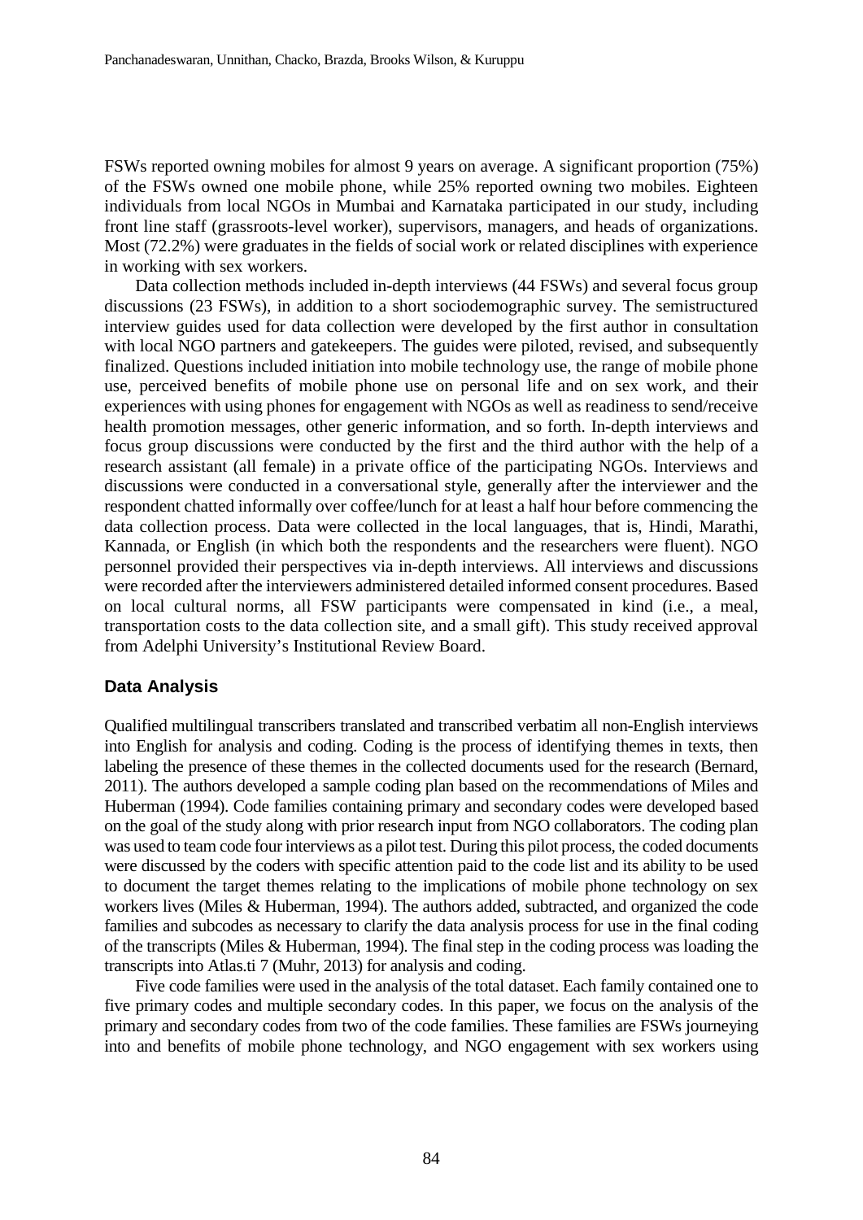FSWs reported owning mobiles for almost 9 years on average. A significant proportion (75%) of the FSWs owned one mobile phone, while 25% reported owning two mobiles. Eighteen individuals from local NGOs in Mumbai and Karnataka participated in our study, including front line staff (grassroots-level worker), supervisors, managers, and heads of organizations. Most (72.2%) were graduates in the fields of social work or related disciplines with experience in working with sex workers.

Data collection methods included in-depth interviews (44 FSWs) and several focus group discussions (23 FSWs), in addition to a short sociodemographic survey. The semistructured interview guides used for data collection were developed by the first author in consultation with local NGO partners and gatekeepers. The guides were piloted, revised, and subsequently finalized. Questions included initiation into mobile technology use, the range of mobile phone use, perceived benefits of mobile phone use on personal life and on sex work, and their experiences with using phones for engagement with NGOs as well as readiness to send/receive health promotion messages, other generic information, and so forth. In-depth interviews and focus group discussions were conducted by the first and the third author with the help of a research assistant (all female) in a private office of the participating NGOs. Interviews and discussions were conducted in a conversational style, generally after the interviewer and the respondent chatted informally over coffee/lunch for at least a half hour before commencing the data collection process. Data were collected in the local languages, that is, Hindi, Marathi, Kannada, or English (in which both the respondents and the researchers were fluent). NGO personnel provided their perspectives via in-depth interviews. All interviews and discussions were recorded after the interviewers administered detailed informed consent procedures. Based on local cultural norms, all FSW participants were compensated in kind (i.e., a meal, transportation costs to the data collection site, and a small gift). This study received approval from Adelphi University's Institutional Review Board.

## Data Analysis

Qualified multilingual transcribers translated and transcribed verbatim all non-English interviews into English for analysis and coding. Coding is the process of identifying themes in texts, then labeling the presence of these themes in the collected documents used for the research (Bernard, 2011). The authors developed a sample coding plan based on the recommendations of Miles and Huberman (1994). Code families containing primary and secondary codes were developed based on the goal of the study along with prior research input from NGO collaborators. The coding plan was used to team code four interviews as a pilot test. During this pilot process, the coded documents were discussed by the coders with specific attention paid to the code list and its ability to be used to document the target themes relating to the implications of mobile phone technology on sex workers lives (Miles & Huberman, 1994). The authors added, subtracted, and organized the code families and subcodes as necessary to clarify the data analysis process for use in the final coding of the transcripts (Miles & Huberman, 1994). The final step in the coding process was loading the transcripts into Atlas.ti 7 (Muhr, 2013) for analysis and coding.

Five code families were used in the analysis of the total dataset. Each family contained one to five primary codes and multiple secondary codes. In this paper, we focus on the analysis of the primary and secondary codes from two of the code families. These families are FSWs journeying into and benefits of mobile phone technology, and NGO engagement with sex workers using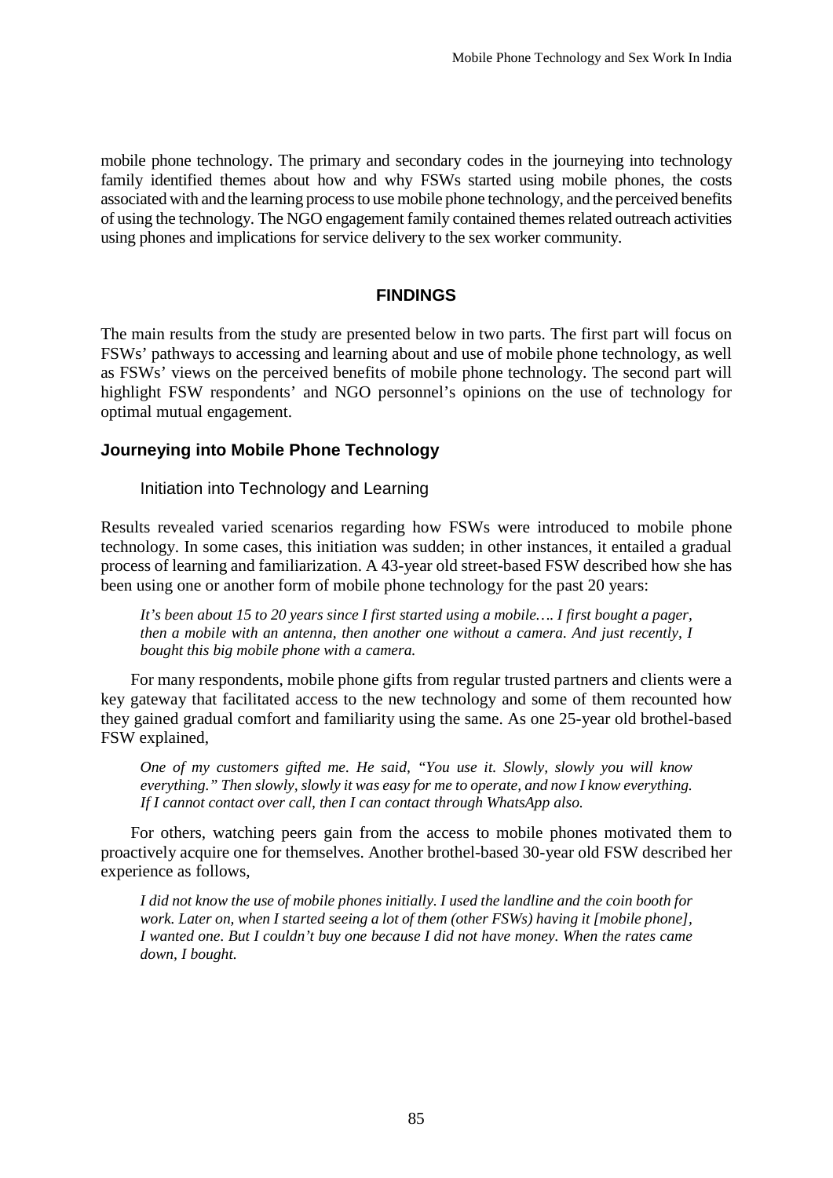mobile phone technology. The primary and secondary codes in the journeying into technology family identified themes about how and why FSWs started using mobile phones, the costs associated with and the learning process to use mobile phone technology, and the perceived benefits of using the technology. The NGO engagement family contained themes related outreach activities using phones and implications for service delivery to the sex worker community.

## FINDINGS

The main results from the study are presented below in two parts. The first part will focus on FSWs' pathways to accessing and learning about and use of mobile phone technology, as well as FSWs' views on the perceived benefits of mobile phone technology. The second part will highlight FSW respondents' and NGO personnel's opinions on the use of technology for optimal mutual engagement.

### Journeying into Mobile Phone Technology

#### Initiation into Technology and Learning

Results revealed varied scenarios regarding how FSWs were introduced to mobile phone technology. In some cases, this initiation was sudden; in other instances, it entailed a gradual process of learning and familiarization. A 43-year old street-based FSW described how she has been using one or another form of mobile phone technology for the past 20 years:

> *It's been about 15 to 20 years since I first started using a mobile…. I first bought a pager, then a mobile with an antenna, then another one without a camera. And just recently, I bought this big mobile phone with a camera.*

For many respondents, mobile phone gifts from regular trusted partners and clients were a key gateway that facilitated access to the new technology and some of them recounted how they gained gradual comfort and familiarity using the same. As one 25-year old brothel-based FSW explained,

> *One of my customers gifted me. He said, "You use it. Slowly, slowly you will know everything." Then slowly, slowly it was easy for me to operate, and now I know everything. If I cannot contact over call, then I can contact through WhatsApp also.*

For others, watching peers gain from the access to mobile phones motivated them to proactively acquire one for themselves. Another brothel-based 30-year old FSW described her experience as follows,

> *I did not know the use of mobile phones initially. I used the landline and the coin booth for work. Later on, when I started seeing a lot of them (other FSWs) having it [mobile phone], I wanted one. But I couldn't buy one because I did not have money. When the rates came down, I bought.*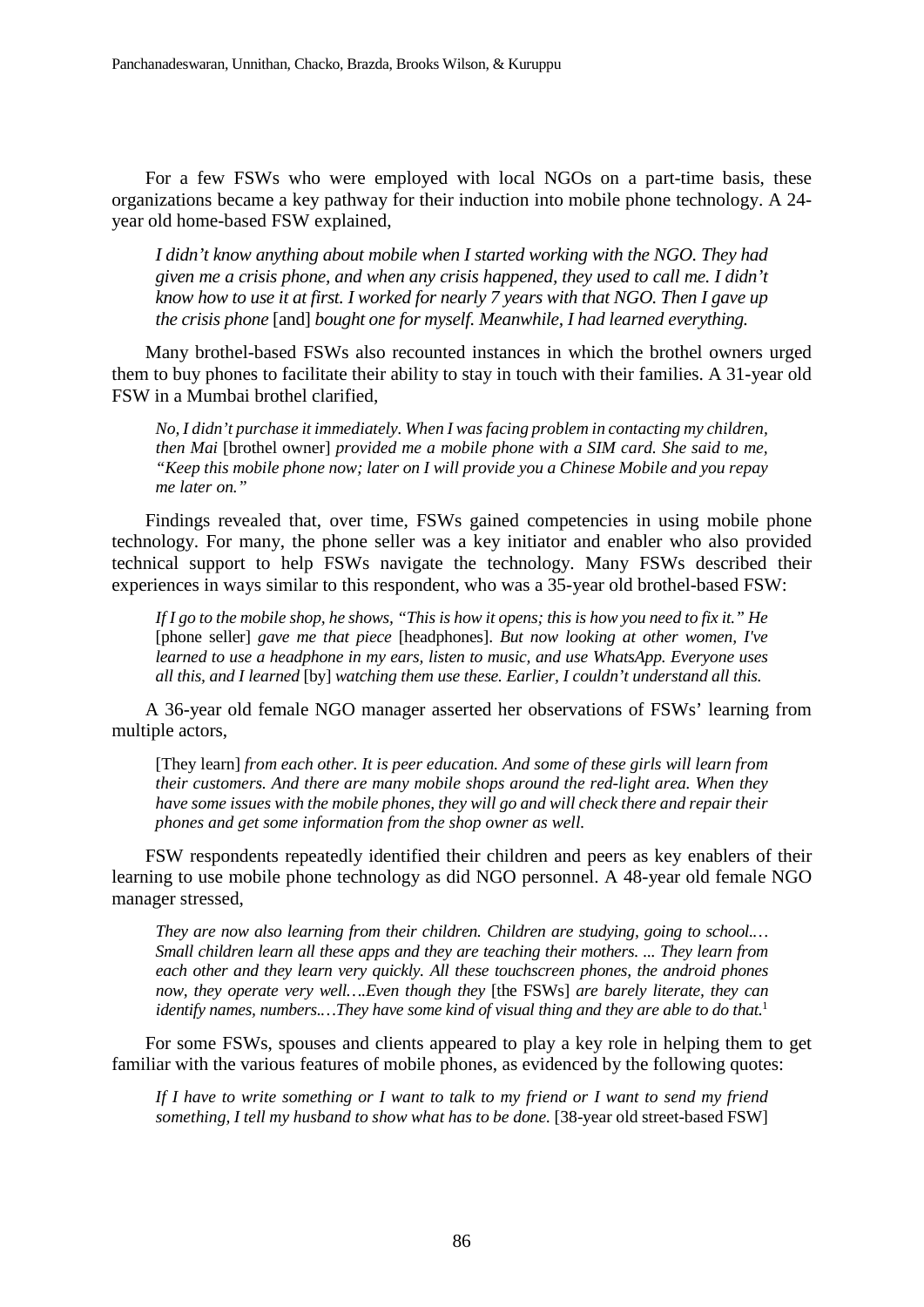For a few FSWs who were employed with local NGOs on a part-time basis, these organizations became a key pathway for their induction into mobile phone technology. A 24-year old home-based FSW explained,

> *I didn't know anything about mobile when I started working with the NGO. They had given me a crisis phone, and when any crisis happened, they used to call me. I didn't know how to use it at first. I worked for nearly 7 years with that NGO. Then I gave up the crisis phone* [and] *bought one for myself. Meanwhile, I had learned everything.*

Many brothel-based FSWs also recounted instances in which the brothel owners urged them to buy phones to facilitate their ability to stay in touch with their families. A 31-year old FSW in a Mumbai brothel clarified,

> *No, I didn't purchase it immediately. When I was facing problem in contacting my children, then Mai* [brothel owner] *provided me a mobile phone with a SIM card. She said to me, "Keep this mobile phone now; later on I will provide you a Chinese Mobile and you repay me later on."*

Findings revealed that, over time, FSWs gained competencies in using mobile phone technology. For many, the phone seller was a key initiator and enabler who also provided technical support to help FSWs navigate the technology. Many FSWs described their experiences in ways similar to this respondent, who was a 35-year old brothel-based FSW:

> *If I go to the mobile shop, he shows, "This is how it opens; this is how you need to fix it." He* [phone seller] *gave me that piece* [headphones]. *But now looking at other women, I've learned to use a headphone in my ears, listen to music, and use WhatsApp. Everyone uses all this, and I learned* [by] *watching them use these. Earlier, I couldn't understand all this.*

A 36-year old female NGO manager asserted her observations of FSWs' learning from multiple actors,

> [They learn] *from each other. It is peer education. And some of these girls will learn from their customers. And there are many mobile shops around the red-light area. When they have some issues with the mobile phones, they will go and will check there and repair their phones and get some information from the shop owner as well.*

FSW respondents repeatedly identified their children and peers as key enablers of their learning to use mobile phone technology as did NGO personnel. A 48-year old female NGO manager stressed,

> *They are now also learning from their children. Children are studying, going to school..… Small children learn all these apps and they are teaching their mothers. ... They learn from each other and they learn very quickly. All these touchscreen phones, the android phones now, they operate very well….Even though they* [the FSWs] *are barely literate, they can identify names, numbers..…They have some kind of visual thing and they are able to do that.*[1]

For some FSWs, spouses and clients appeared to play a key role in helping them to get familiar with the various features of mobile phones, as evidenced by the following quotes:

> *If I have to write something or I want to talk to my friend or I want to send my friend something, I tell my husband to show what has to be done.* [38-year old street-based FSW]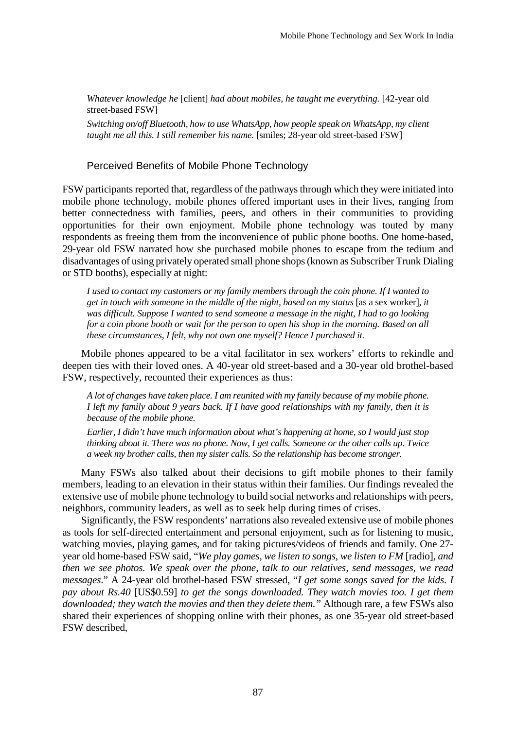*Whatever knowledge he* [client] *had about mobiles, he taught me everything.* [42-year old street-based FSW]

*Switching on/off Bluetooth, how to use WhatsApp, how people speak on WhatsApp, my client taught me all this. I still remember his name.* [smiles; 28-year old street-based FSW]

## Perceived Benefits of Mobile Phone Technology

FSW participants reported that, regardless of the pathways through which they were initiated into mobile phone technology, mobile phones offered important uses in their lives, ranging from better connectedness with families, peers, and others in their communities to providing opportunities for their own enjoyment. Mobile phone technology was touted by many respondents as freeing them from the inconvenience of public phone booths. One home-based, 29-year old FSW narrated how she purchased mobile phones to escape from the tedium and disadvantages of using privately operated small phone shops (known as Subscriber Trunk Dialing or STD booths), especially at night:

> *I used to contact my customers or my family members through the coin phone. If I wanted to get in touch with someone in the middle of the night, based on my status* [as a sex worker]*, it was difficult. Suppose I wanted to send someone a message in the night, I had to go looking for a coin phone booth or wait for the person to open his shop in the morning. Based on all these circumstances, I felt, why not own one myself? Hence I purchased it.*

Mobile phones appeared to be a vital facilitator in sex workers' efforts to rekindle and deepen ties with their loved ones. A 40-year old street-based and a 30-year old brothel-based FSW, respectively, recounted their experiences as thus:

> *A lot of changes have taken place. I am reunited with my family because of my mobile phone. I left my family about 9 years back. If I have good relationships with my family, then it is because of the mobile phone.*
>
> *Earlier, I didn't have much information about what's happening at home, so I would just stop thinking about it. There was no phone. Now, I get calls. Someone or the other calls up. Twice a week my brother calls, then my sister calls. So the relationship has become stronger.*

Many FSWs also talked about their decisions to gift mobile phones to their family members, leading to an elevation in their status within their families. Our findings revealed the extensive use of mobile phone technology to build social networks and relationships with peers, neighbors, community leaders, as well as to seek help during times of crises.

Significantly, the FSW respondents' narrations also revealed extensive use of mobile phones as tools for self-directed entertainment and personal enjoyment, such as for listening to music, watching movies, playing games, and for taking pictures/videos of friends and family. One 27-year old home-based FSW said, "*We play games, we listen to songs, we listen to FM* [radio], *and then we see photos. We speak over the phone, talk to our relatives, send messages, we read messages*." A 24-year old brothel-based FSW stressed, "*I get some songs saved for the kids. I pay about Rs.40* [US$0.59] *to get the songs downloaded. They watch movies too. I get them downloaded; they watch the movies and then they delete them."* Although rare, a few FSWs also shared their experiences of shopping online with their phones, as one 35-year old street-based FSW described,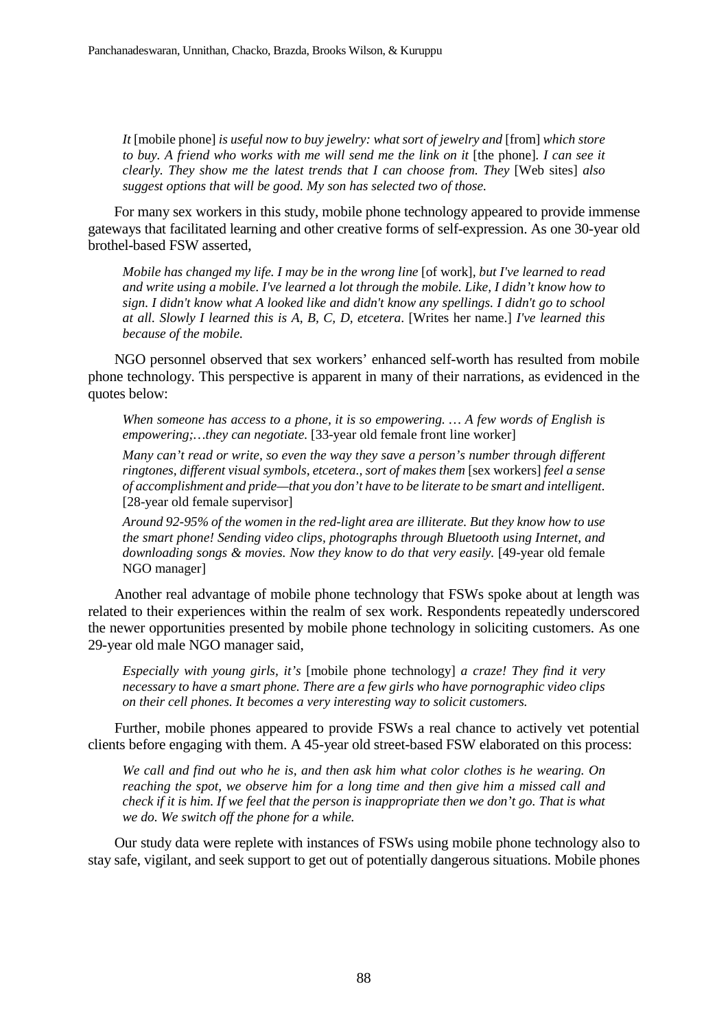*It* [mobile phone] *is useful now to buy jewelry: what sort of jewelry and* [from] *which store to buy. A friend who works with me will send me the link on it* [the phone]*. I can see it clearly. They show me the latest trends that I can choose from. They* [Web sites] *also suggest options that will be good. My son has selected two of those.*

For many sex workers in this study, mobile phone technology appeared to provide immense gateways that facilitated learning and other creative forms of self-expression. As one 30-year old brothel-based FSW asserted,

> *Mobile has changed my life. I may be in the wrong line* [of work]*, but I've learned to read and write using a mobile. I've learned a lot through the mobile. Like, I didn't know how to sign. I didn't know what A looked like and didn't know any spellings. I didn't go to school at all. Slowly I learned this is A, B, C, D, etcetera.* [Writes her name.] *I've learned this because of the mobile.*

NGO personnel observed that sex workers' enhanced self-worth has resulted from mobile phone technology. This perspective is apparent in many of their narrations, as evidenced in the quotes below:

> *When someone has access to a phone, it is so empowering. … A few words of English is empowering;…they can negotiate.* [33-year old female front line worker]
>
> *Many can't read or write, so even the way they save a person's number through different ringtones, different visual symbols, etcetera., sort of makes them* [sex workers] *feel a sense of accomplishment and pride—that you don't have to be literate to be smart and intelligent.* [28-year old female supervisor]
>
> *Around 92-95% of the women in the red-light area are illiterate. But they know how to use the smart phone! Sending video clips, photographs through Bluetooth using Internet, and downloading songs & movies. Now they know to do that very easily.* [49-year old female NGO manager]

Another real advantage of mobile phone technology that FSWs spoke about at length was related to their experiences within the realm of sex work. Respondents repeatedly underscored the newer opportunities presented by mobile phone technology in soliciting customers. As one 29-year old male NGO manager said,

> *Especially with young girls, it's* [mobile phone technology] *a craze! They find it very necessary to have a smart phone. There are a few girls who have pornographic video clips on their cell phones. It becomes a very interesting way to solicit customers.*

Further, mobile phones appeared to provide FSWs a real chance to actively vet potential clients before engaging with them. A 45-year old street-based FSW elaborated on this process:

> *We call and find out who he is, and then ask him what color clothes is he wearing. On reaching the spot, we observe him for a long time and then give him a missed call and check if it is him. If we feel that the person is inappropriate then we don't go. That is what we do. We switch off the phone for a while.*

Our study data were replete with instances of FSWs using mobile phone technology also to stay safe, vigilant, and seek support to get out of potentially dangerous situations. Mobile phones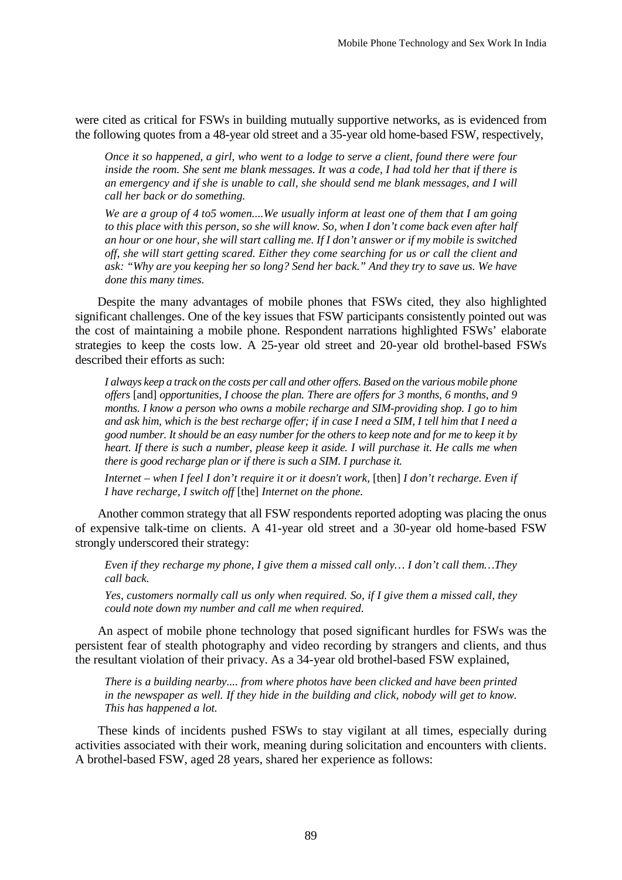were cited as critical for FSWs in building mutually supportive networks, as is evidenced from the following quotes from a 48-year old street and a 35-year old home-based FSW, respectively,

> *Once it so happened, a girl, who went to a lodge to serve a client, found there were four inside the room. She sent me blank messages. It was a code, I had told her that if there is an emergency and if she is unable to call, she should send me blank messages, and I will call her back or do something.*
>
> *We are a group of 4 to5 women....We usually inform at least one of them that I am going to this place with this person, so she will know. So, when I don't come back even after half an hour or one hour, she will start calling me. If I don't answer or if my mobile is switched off, she will start getting scared. Either they come searching for us or call the client and ask: "Why are you keeping her so long? Send her back." And they try to save us. We have done this many times.*

Despite the many advantages of mobile phones that FSWs cited, they also highlighted significant challenges. One of the key issues that FSW participants consistently pointed out was the cost of maintaining a mobile phone. Respondent narrations highlighted FSWs' elaborate strategies to keep the costs low. A 25-year old street and 20-year old brothel-based FSWs described their efforts as such:

> *I always keep a track on the costs per call and other offers. Based on the various mobile phone offers* [and] *opportunities, I choose the plan. There are offers for 3 months, 6 months, and 9 months. I know a person who owns a mobile recharge and SIM-providing shop. I go to him and ask him, which is the best recharge offer; if in case I need a SIM, I tell him that I need a good number. It should be an easy number for the others to keep note and for me to keep it by heart. If there is such a number, please keep it aside. I will purchase it. He calls me when there is good recharge plan or if there is such a SIM. I purchase it.*
>
> *Internet – when I feel I don't require it or it doesn't work,* [then] *I don't recharge. Even if I have recharge, I switch off* [the] *Internet on the phone.*

Another common strategy that all FSW respondents reported adopting was placing the onus of expensive talk-time on clients. A 41-year old street and a 30-year old home-based FSW strongly underscored their strategy:

> *Even if they recharge my phone, I give them a missed call only… I don't call them…They call back.*
>
> *Yes, customers normally call us only when required. So, if I give them a missed call, they could note down my number and call me when required.*

An aspect of mobile phone technology that posed significant hurdles for FSWs was the persistent fear of stealth photography and video recording by strangers and clients, and thus the resultant violation of their privacy. As a 34-year old brothel-based FSW explained,

> *There is a building nearby.... from where photos have been clicked and have been printed in the newspaper as well. If they hide in the building and click, nobody will get to know. This has happened a lot.*

These kinds of incidents pushed FSWs to stay vigilant at all times, especially during activities associated with their work, meaning during solicitation and encounters with clients. A brothel-based FSW, aged 28 years, shared her experience as follows: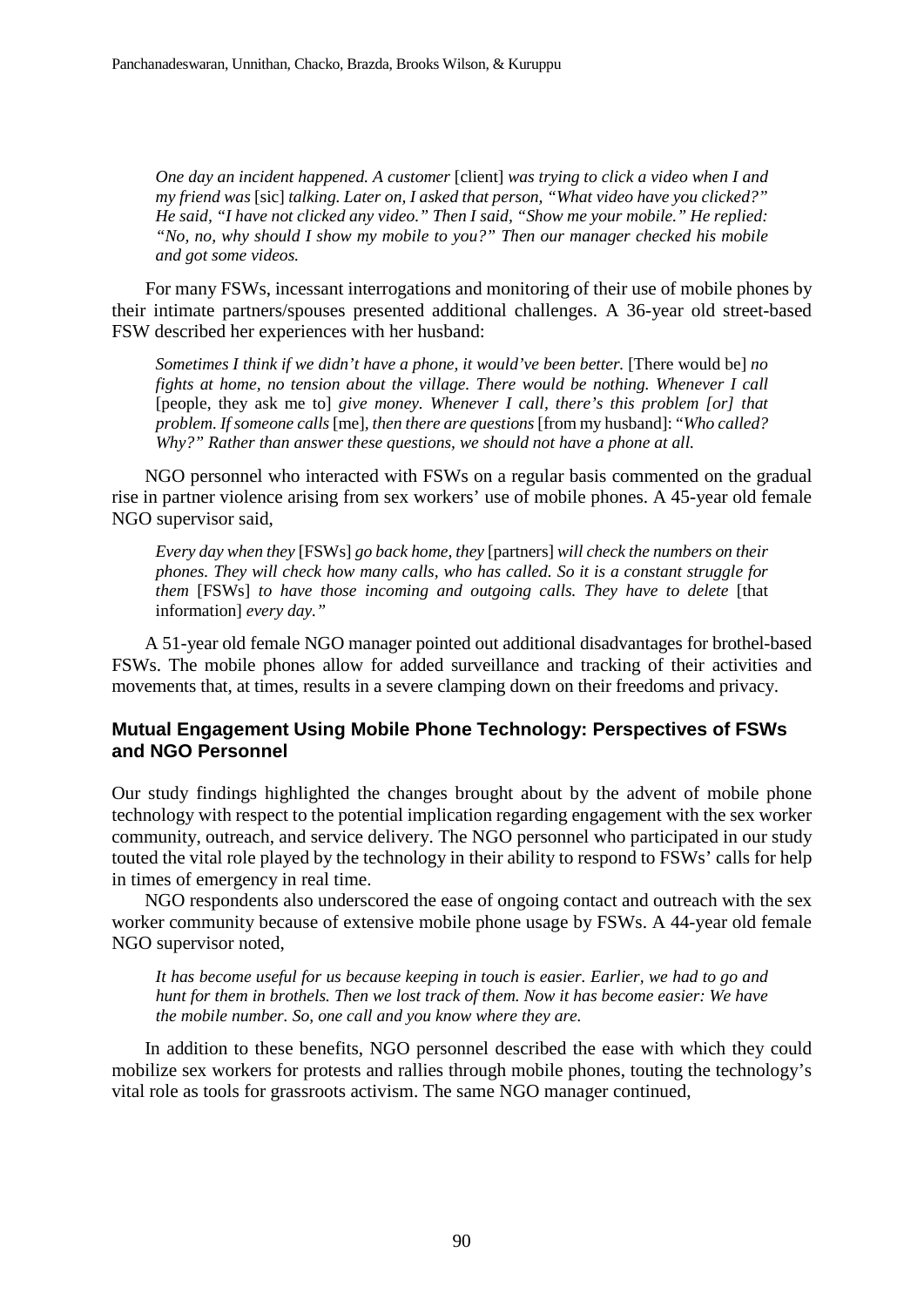*One day an incident happened. A customer* [client] *was trying to click a video when I and my friend was* [sic] *talking. Later on, I asked that person, "What video have you clicked?" He said, "I have not clicked any video." Then I said, "Show me your mobile." He replied: "No, no, why should I show my mobile to you?" Then our manager checked his mobile and got some videos.*

For many FSWs, incessant interrogations and monitoring of their use of mobile phones by their intimate partners/spouses presented additional challenges. A 36-year old street-based FSW described her experiences with her husband:

> *Sometimes I think if we didn't have a phone, it would've been better.* [There would be] *no fights at home, no tension about the village. There would be nothing. Whenever I call* [people, they ask me to] *give money. Whenever I call, there's this problem [or] that problem. If someone calls* [me], *then there are questions* [from my husband]: "*Who called? Why?" Rather than answer these questions, we should not have a phone at all.*

NGO personnel who interacted with FSWs on a regular basis commented on the gradual rise in partner violence arising from sex workers' use of mobile phones. A 45-year old female NGO supervisor said,

> *Every day when they* [FSWs] *go back home, they* [partners] *will check the numbers on their phones. They will check how many calls, who has called. So it is a constant struggle for them* [FSWs] *to have those incoming and outgoing calls. They have to delete* [that information] *every day."*

A 51-year old female NGO manager pointed out additional disadvantages for brothel-based FSWs. The mobile phones allow for added surveillance and tracking of their activities and movements that, at times, results in a severe clamping down on their freedoms and privacy.

### Mutual Engagement Using Mobile Phone Technology: Perspectives of FSWs and NGO Personnel

Our study findings highlighted the changes brought about by the advent of mobile phone technology with respect to the potential implication regarding engagement with the sex worker community, outreach, and service delivery. The NGO personnel who participated in our study touted the vital role played by the technology in their ability to respond to FSWs' calls for help in times of emergency in real time.

NGO respondents also underscored the ease of ongoing contact and outreach with the sex worker community because of extensive mobile phone usage by FSWs. A 44-year old female NGO supervisor noted,

> *It has become useful for us because keeping in touch is easier. Earlier, we had to go and hunt for them in brothels. Then we lost track of them. Now it has become easier: We have the mobile number. So, one call and you know where they are.*

In addition to these benefits, NGO personnel described the ease with which they could mobilize sex workers for protests and rallies through mobile phones, touting the technology's vital role as tools for grassroots activism. The same NGO manager continued,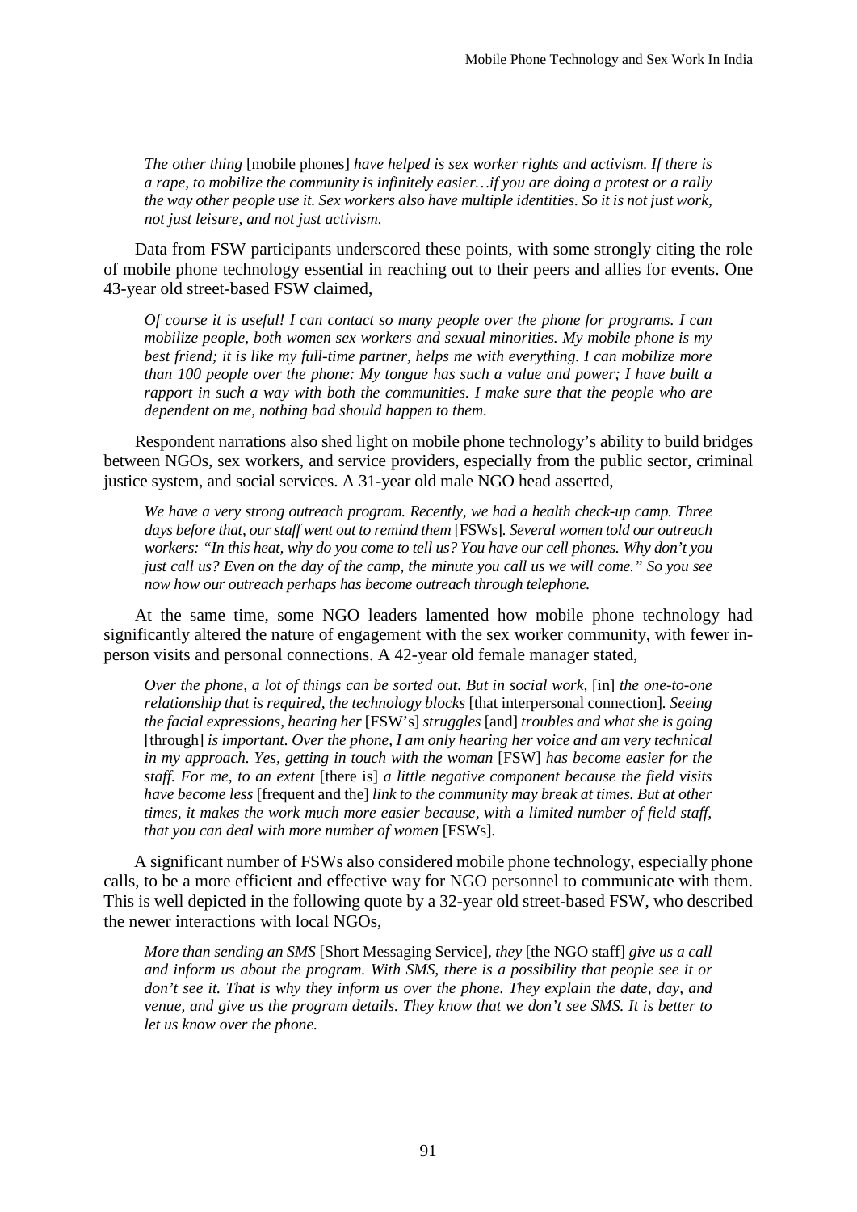> *The other thing* [mobile phones] *have helped is sex worker rights and activism. If there is a rape, to mobilize the community is infinitely easier…if you are doing a protest or a rally the way other people use it. Sex workers also have multiple identities. So it is not just work, not just leisure, and not just activism.*

Data from FSW participants underscored these points, with some strongly citing the role of mobile phone technology essential in reaching out to their peers and allies for events. One 43-year old street-based FSW claimed,

> *Of course it is useful! I can contact so many people over the phone for programs. I can mobilize people, both women sex workers and sexual minorities. My mobile phone is my best friend; it is like my full-time partner, helps me with everything. I can mobilize more than 100 people over the phone: My tongue has such a value and power; I have built a rapport in such a way with both the communities. I make sure that the people who are dependent on me, nothing bad should happen to them.*

Respondent narrations also shed light on mobile phone technology's ability to build bridges between NGOs, sex workers, and service providers, especially from the public sector, criminal justice system, and social services. A 31-year old male NGO head asserted,

> *We have a very strong outreach program. Recently, we had a health check-up camp. Three days before that, our staff went out to remind them* [FSWs]. *Several women told our outreach workers: "In this heat, why do you come to tell us? You have our cell phones. Why don't you just call us? Even on the day of the camp, the minute you call us we will come." So you see now how our outreach perhaps has become outreach through telephone.*

At the same time, some NGO leaders lamented how mobile phone technology had significantly altered the nature of engagement with the sex worker community, with fewer in-person visits and personal connections. A 42-year old female manager stated,

> *Over the phone, a lot of things can be sorted out. But in social work,* [in] *the one-to-one relationship that is required, the technology blocks* [that interpersonal connection]. *Seeing the facial expressions, hearing her* [FSW's] *struggles* [and] *troubles and what she is going* [through] *is important. Over the phone, I am only hearing her voice and am very technical in my approach. Yes, getting in touch with the woman* [FSW] *has become easier for the staff. For me, to an extent* [there is] *a little negative component because the field visits have become less* [frequent and the] *link to the community may break at times. But at other times, it makes the work much more easier because, with a limited number of field staff, that you can deal with more number of women* [FSWs].

A significant number of FSWs also considered mobile phone technology, especially phone calls, to be a more efficient and effective way for NGO personnel to communicate with them. This is well depicted in the following quote by a 32-year old street-based FSW, who described the newer interactions with local NGOs,

> *More than sending an SMS* [Short Messaging Service], *they* [the NGO staff] *give us a call and inform us about the program. With SMS, there is a possibility that people see it or don't see it. That is why they inform us over the phone. They explain the date, day, and venue, and give us the program details. They know that we don't see SMS. It is better to let us know over the phone.*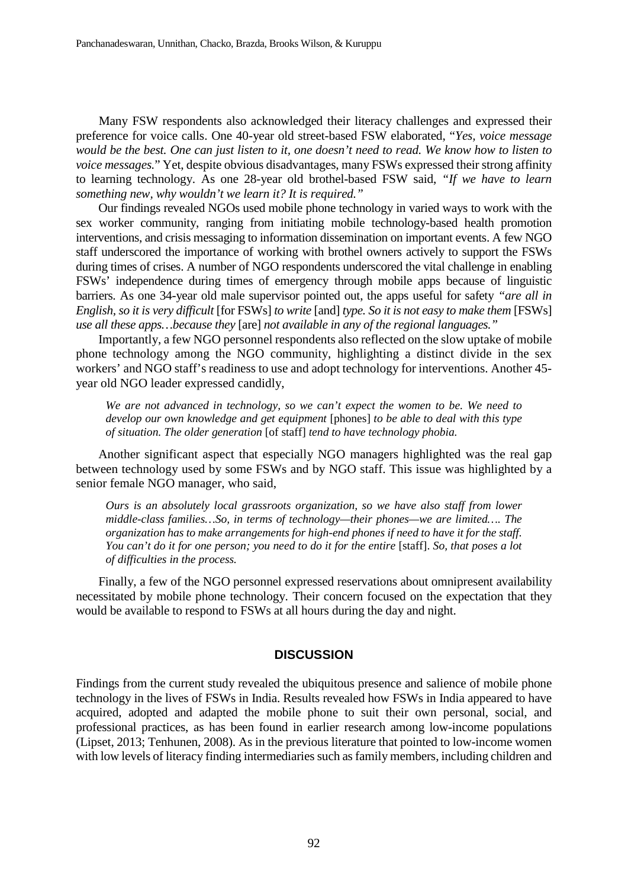Many FSW respondents also acknowledged their literacy challenges and expressed their preference for voice calls. One 40-year old street-based FSW elaborated, "*Yes, voice message would be the best. One can just listen to it, one doesn't need to read. We know how to listen to voice messages.*" Yet, despite obvious disadvantages, many FSWs expressed their strong affinity to learning technology. As one 28-year old brothel-based FSW said, *"If we have to learn something new, why wouldn't we learn it? It is required."*

Our findings revealed NGOs used mobile phone technology in varied ways to work with the sex worker community, ranging from initiating mobile technology-based health promotion interventions, and crisis messaging to information dissemination on important events. A few NGO staff underscored the importance of working with brothel owners actively to support the FSWs during times of crises. A number of NGO respondents underscored the vital challenge in enabling FSWs' independence during times of emergency through mobile apps because of linguistic barriers. As one 34-year old male supervisor pointed out, the apps useful for safety *"are all in English, so it is very difficult* [for FSWs] *to write* [and] *type. So it is not easy to make them* [FSWs] *use all these apps…because they* [are] *not available in any of the regional languages."*

Importantly, a few NGO personnel respondents also reflected on the slow uptake of mobile phone technology among the NGO community, highlighting a distinct divide in the sex workers' and NGO staff's readiness to use and adopt technology for interventions. Another 45-year old NGO leader expressed candidly,

> *We are not advanced in technology, so we can't expect the women to be. We need to develop our own knowledge and get equipment* [phones] *to be able to deal with this type of situation. The older generation* [of staff] *tend to have technology phobia.*

Another significant aspect that especially NGO managers highlighted was the real gap between technology used by some FSWs and by NGO staff. This issue was highlighted by a senior female NGO manager, who said,

> *Ours is an absolutely local grassroots organization, so we have also staff from lower middle-class families…So, in terms of technology—their phones—we are limited…. The organization has to make arrangements for high-end phones if need to have it for the staff. You can't do it for one person; you need to do it for the entire* [staff]. *So, that poses a lot of difficulties in the process.*

Finally, a few of the NGO personnel expressed reservations about omnipresent availability necessitated by mobile phone technology. Their concern focused on the expectation that they would be available to respond to FSWs at all hours during the day and night.

## DISCUSSION

Findings from the current study revealed the ubiquitous presence and salience of mobile phone technology in the lives of FSWs in India. Results revealed how FSWs in India appeared to have acquired, adopted and adapted the mobile phone to suit their own personal, social, and professional practices, as has been found in earlier research among low-income populations (Lipset, 2013; Tenhunen, 2008). As in the previous literature that pointed to low-income women with low levels of literacy finding intermediaries such as family members, including children and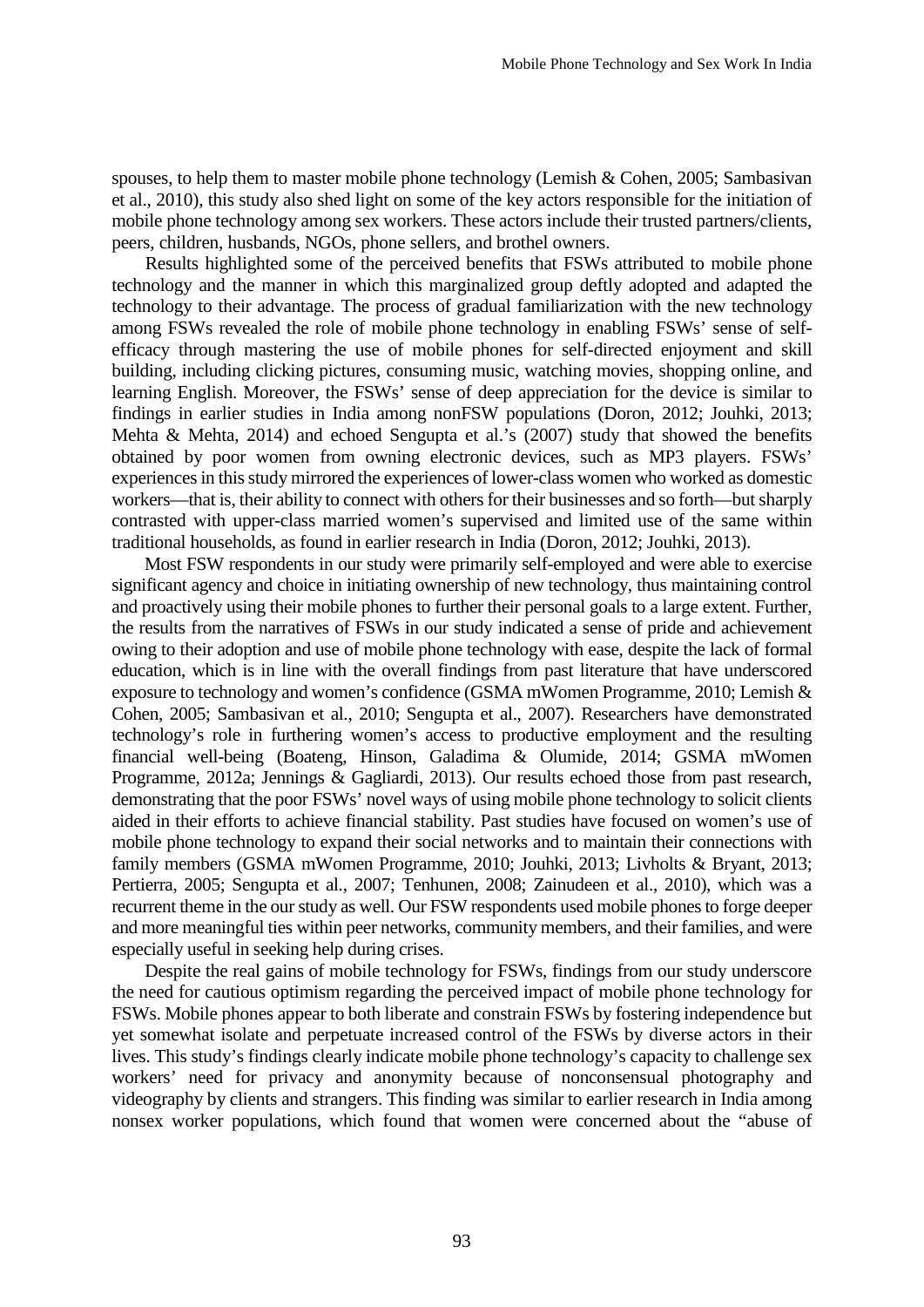spouses, to help them to master mobile phone technology (Lemish & Cohen, 2005; Sambasivan et al., 2010), this study also shed light on some of the key actors responsible for the initiation of mobile phone technology among sex workers. These actors include their trusted partners/clients, peers, children, husbands, NGOs, phone sellers, and brothel owners.

Results highlighted some of the perceived benefits that FSWs attributed to mobile phone technology and the manner in which this marginalized group deftly adopted and adapted the technology to their advantage. The process of gradual familiarization with the new technology among FSWs revealed the role of mobile phone technology in enabling FSWs' sense of self-efficacy through mastering the use of mobile phones for self-directed enjoyment and skill building, including clicking pictures, consuming music, watching movies, shopping online, and learning English. Moreover, the FSWs' sense of deep appreciation for the device is similar to findings in earlier studies in India among nonFSW populations (Doron, 2012; Jouhki, 2013; Mehta & Mehta, 2014) and echoed Sengupta et al.'s (2007) study that showed the benefits obtained by poor women from owning electronic devices, such as MP3 players. FSWs' experiences in this study mirrored the experiences of lower-class women who worked as domestic workers—that is, their ability to connect with others for their businesses and so forth—but sharply contrasted with upper-class married women's supervised and limited use of the same within traditional households, as found in earlier research in India (Doron, 2012; Jouhki, 2013).

Most FSW respondents in our study were primarily self-employed and were able to exercise significant agency and choice in initiating ownership of new technology, thus maintaining control and proactively using their mobile phones to further their personal goals to a large extent. Further, the results from the narratives of FSWs in our study indicated a sense of pride and achievement owing to their adoption and use of mobile phone technology with ease, despite the lack of formal education, which is in line with the overall findings from past literature that have underscored exposure to technology and women's confidence (GSMA mWomen Programme, 2010; Lemish & Cohen, 2005; Sambasivan et al., 2010; Sengupta et al., 2007). Researchers have demonstrated technology's role in furthering women's access to productive employment and the resulting financial well-being (Boateng, Hinson, Galadima & Olumide, 2014; GSMA mWomen Programme, 2012a; Jennings & Gagliardi, 2013). Our results echoed those from past research, demonstrating that the poor FSWs' novel ways of using mobile phone technology to solicit clients aided in their efforts to achieve financial stability. Past studies have focused on women's use of mobile phone technology to expand their social networks and to maintain their connections with family members (GSMA mWomen Programme, 2010; Jouhki, 2013; Livholts & Bryant, 2013; Pertierra, 2005; Sengupta et al., 2007; Tenhunen, 2008; Zainudeen et al., 2010), which was a recurrent theme in the our study as well. Our FSW respondents used mobile phones to forge deeper and more meaningful ties within peer networks, community members, and their families, and were especially useful in seeking help during crises.

Despite the real gains of mobile technology for FSWs, findings from our study underscore the need for cautious optimism regarding the perceived impact of mobile phone technology for FSWs. Mobile phones appear to both liberate and constrain FSWs by fostering independence but yet somewhat isolate and perpetuate increased control of the FSWs by diverse actors in their lives. This study's findings clearly indicate mobile phone technology's capacity to challenge sex workers' need for privacy and anonymity because of nonconsensual photography and videography by clients and strangers. This finding was similar to earlier research in India among nonsex worker populations, which found that women were concerned about the "abuse of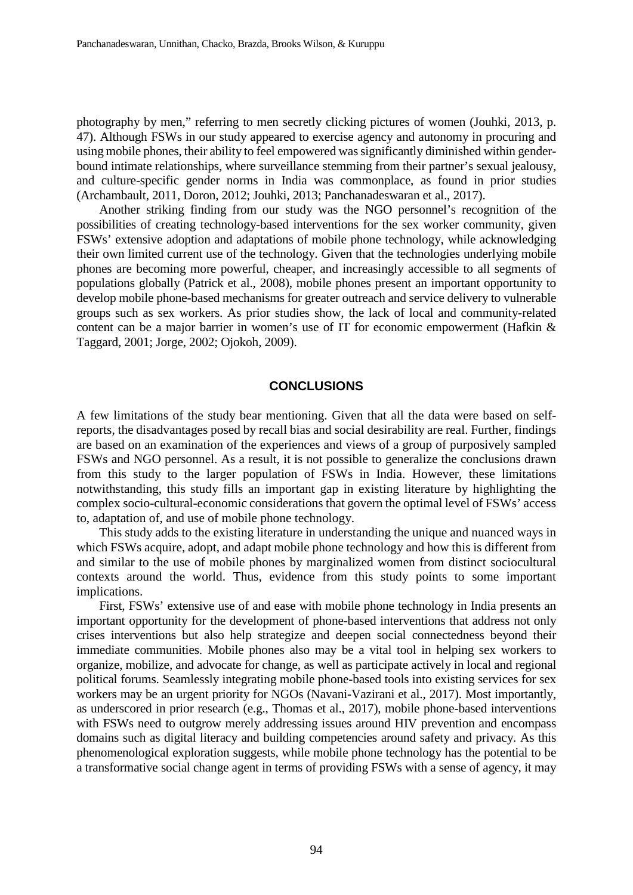photography by men," referring to men secretly clicking pictures of women (Jouhki, 2013, p. 47). Although FSWs in our study appeared to exercise agency and autonomy in procuring and using mobile phones, their ability to feel empowered was significantly diminished within gender-bound intimate relationships, where surveillance stemming from their partner's sexual jealousy, and culture-specific gender norms in India was commonplace, as found in prior studies (Archambault, 2011, Doron, 2012; Jouhki, 2013; Panchanadeswaran et al., 2017).

Another striking finding from our study was the NGO personnel's recognition of the possibilities of creating technology-based interventions for the sex worker community, given FSWs' extensive adoption and adaptations of mobile phone technology, while acknowledging their own limited current use of the technology. Given that the technologies underlying mobile phones are becoming more powerful, cheaper, and increasingly accessible to all segments of populations globally (Patrick et al., 2008), mobile phones present an important opportunity to develop mobile phone-based mechanisms for greater outreach and service delivery to vulnerable groups such as sex workers. As prior studies show, the lack of local and community-related content can be a major barrier in women's use of IT for economic empowerment (Hafkin & Taggard, 2001; Jorge, 2002; Ojokoh, 2009).

## CONCLUSIONS

A few limitations of the study bear mentioning. Given that all the data were based on self-reports, the disadvantages posed by recall bias and social desirability are real. Further, findings are based on an examination of the experiences and views of a group of purposively sampled FSWs and NGO personnel. As a result, it is not possible to generalize the conclusions drawn from this study to the larger population of FSWs in India. However, these limitations notwithstanding, this study fills an important gap in existing literature by highlighting the complex socio-cultural-economic considerations that govern the optimal level of FSWs' access to, adaptation of, and use of mobile phone technology.

This study adds to the existing literature in understanding the unique and nuanced ways in which FSWs acquire, adopt, and adapt mobile phone technology and how this is different from and similar to the use of mobile phones by marginalized women from distinct sociocultural contexts around the world. Thus, evidence from this study points to some important implications.

First, FSWs' extensive use of and ease with mobile phone technology in India presents an important opportunity for the development of phone-based interventions that address not only crises interventions but also help strategize and deepen social connectedness beyond their immediate communities. Mobile phones also may be a vital tool in helping sex workers to organize, mobilize, and advocate for change, as well as participate actively in local and regional political forums. Seamlessly integrating mobile phone-based tools into existing services for sex workers may be an urgent priority for NGOs (Navani-Vazirani et al., 2017). Most importantly, as underscored in prior research (e.g., Thomas et al., 2017), mobile phone-based interventions with FSWs need to outgrow merely addressing issues around HIV prevention and encompass domains such as digital literacy and building competencies around safety and privacy. As this phenomenological exploration suggests, while mobile phone technology has the potential to be a transformative social change agent in terms of providing FSWs with a sense of agency, it may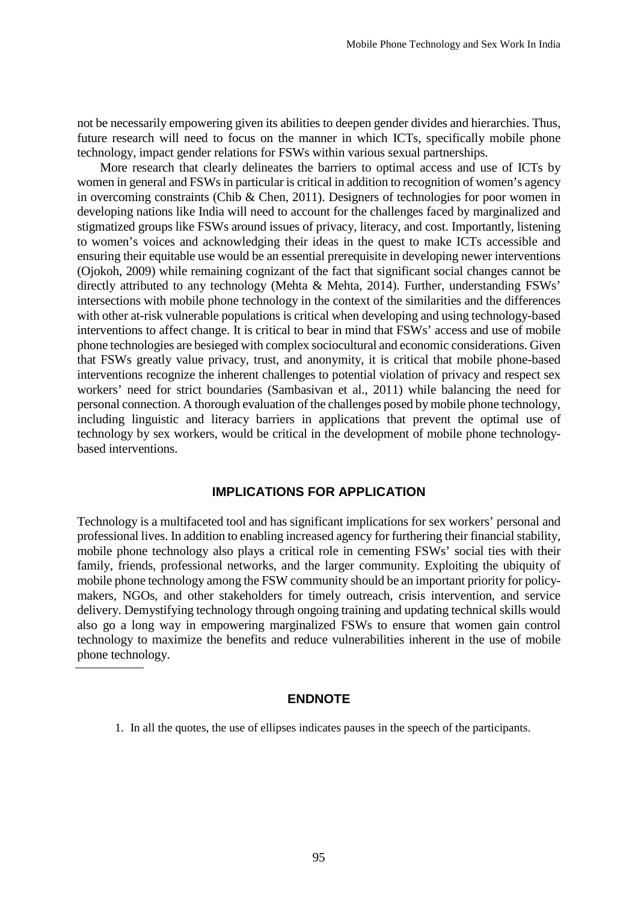not be necessarily empowering given its abilities to deepen gender divides and hierarchies. Thus, future research will need to focus on the manner in which ICTs, specifically mobile phone technology, impact gender relations for FSWs within various sexual partnerships.

More research that clearly delineates the barriers to optimal access and use of ICTs by women in general and FSWs in particular is critical in addition to recognition of women's agency in overcoming constraints (Chib & Chen, 2011). Designers of technologies for poor women in developing nations like India will need to account for the challenges faced by marginalized and stigmatized groups like FSWs around issues of privacy, literacy, and cost. Importantly, listening to women's voices and acknowledging their ideas in the quest to make ICTs accessible and ensuring their equitable use would be an essential prerequisite in developing newer interventions (Ojokoh, 2009) while remaining cognizant of the fact that significant social changes cannot be directly attributed to any technology (Mehta & Mehta, 2014). Further, understanding FSWs' intersections with mobile phone technology in the context of the similarities and the differences with other at-risk vulnerable populations is critical when developing and using technology-based interventions to affect change. It is critical to bear in mind that FSWs' access and use of mobile phone technologies are besieged with complex sociocultural and economic considerations. Given that FSWs greatly value privacy, trust, and anonymity, it is critical that mobile phone-based interventions recognize the inherent challenges to potential violation of privacy and respect sex workers' need for strict boundaries (Sambasivan et al., 2011) while balancing the need for personal connection. A thorough evaluation of the challenges posed by mobile phone technology, including linguistic and literacy barriers in applications that prevent the optimal use of technology by sex workers, would be critical in the development of mobile phone technology-based interventions.

## IMPLICATIONS FOR APPLICATION

Technology is a multifaceted tool and has significant implications for sex workers' personal and professional lives. In addition to enabling increased agency for furthering their financial stability, mobile phone technology also plays a critical role in cementing FSWs' social ties with their family, friends, professional networks, and the larger community. Exploiting the ubiquity of mobile phone technology among the FSW community should be an important priority for policy-makers, NGOs, and other stakeholders for timely outreach, crisis intervention, and service delivery. Demystifying technology through ongoing training and updating technical skills would also go a long way in empowering marginalized FSWs to ensure that women gain control technology to maximize the benefits and reduce vulnerabilities inherent in the use of mobile phone technology.

## ENDNOTE

1. In all the quotes, the use of ellipses indicates pauses in the speech of the participants.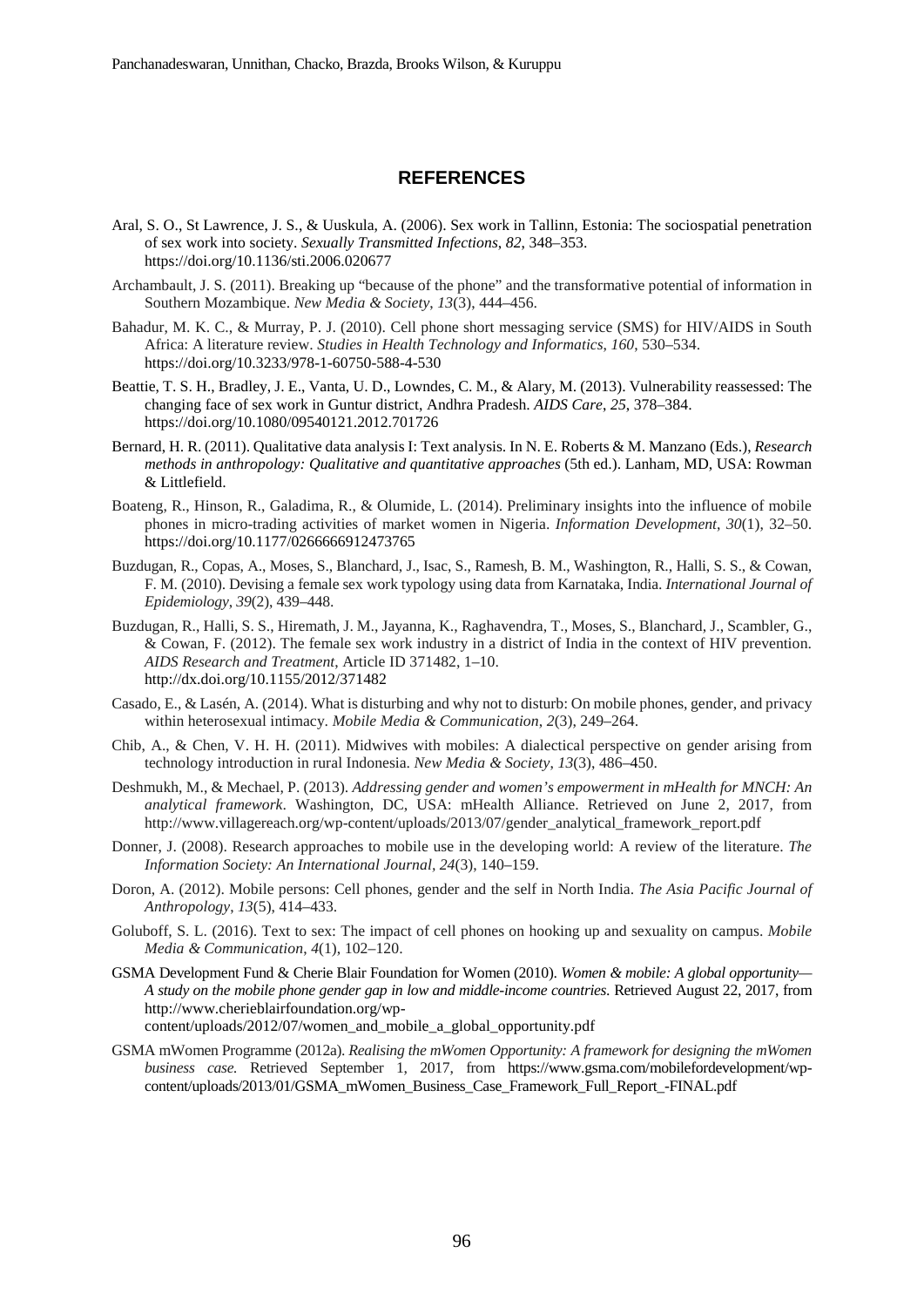## REFERENCES

Aral, S. O., St Lawrence, J. S., & Uuskula, A. (2006). Sex work in Tallinn, Estonia: The sociospatial penetration of sex work into society. *Sexually Transmitted Infections, 82*, 348–353. https://doi.org/10.1136/sti.2006.020677

Archambault, J. S. (2011). Breaking up "because of the phone" and the transformative potential of information in Southern Mozambique. *New Media & Society, 13*(3), 444–456.

Bahadur, M. K. C., & Murray, P. J. (2010). Cell phone short messaging service (SMS) for HIV/AIDS in South Africa: A literature review. *Studies in Health Technology and Informatics, 160*, 530–534. https://doi.org/10.3233/978-1-60750-588-4-530

Beattie, T. S. H., Bradley, J. E., Vanta, U. D., Lowndes, C. M., & Alary, M. (2013). Vulnerability reassessed: The changing face of sex work in Guntur district, Andhra Pradesh. *AIDS Care, 25*, 378–384. https://doi.org/10.1080/09540121.2012.701726

Bernard, H. R. (2011). Qualitative data analysis I: Text analysis. In N. E. Roberts & M. Manzano (Eds.), *Research methods in anthropology: Qualitative and quantitative approaches* (5th ed.). Lanham, MD, USA: Rowman & Littlefield.

Boateng, R., Hinson, R., Galadima, R., & Olumide, L. (2014). Preliminary insights into the influence of mobile phones in micro-trading activities of market women in Nigeria. *Information Development, 30*(1), 32–50. https://doi.org/10.1177/0266666912473765

Buzdugan, R., Copas, A., Moses, S., Blanchard, J., Isac, S., Ramesh, B. M., Washington, R., Halli, S. S., & Cowan, F. M. (2010). Devising a female sex work typology using data from Karnataka, India. *International Journal of Epidemiology, 39*(2), 439–448.

Buzdugan, R., Halli, S. S., Hiremath, J. M., Jayanna, K., Raghavendra, T., Moses, S., Blanchard, J., Scambler, G., & Cowan, F. (2012). The female sex work industry in a district of India in the context of HIV prevention. *AIDS Research and Treatment*, Article ID 371482, 1–10. http://dx.doi.org/10.1155/2012/371482

Casado, E., & Lasén, A. (2014). What is disturbing and why not to disturb: On mobile phones, gender, and privacy within heterosexual intimacy. *Mobile Media & Communication, 2*(3), 249–264.

Chib, A., & Chen, V. H. H. (2011). Midwives with mobiles: A dialectical perspective on gender arising from technology introduction in rural Indonesia. *New Media & Society, 13*(3), 486–450.

Deshmukh, M., & Mechael, P. (2013). *Addressing gender and women's empowerment in mHealth for MNCH: An analytical framework*. Washington, DC, USA: mHealth Alliance. Retrieved on June 2, 2017, from http://www.villagereach.org/wp-content/uploads/2013/07/gender_analytical_framework_report.pdf

Donner, J. (2008). Research approaches to mobile use in the developing world: A review of the literature. *The Information Society: An International Journal, 24*(3), 140–159.

Doron, A. (2012). Mobile persons: Cell phones, gender and the self in North India. *The Asia Pacific Journal of Anthropology, 13*(5), 414–433.

Goluboff, S. L. (2016). Text to sex: The impact of cell phones on hooking up and sexuality on campus. *Mobile Media & Communication, 4*(1), 102–120.

GSMA Development Fund & Cherie Blair Foundation for Women (2010). *Women & mobile: A global opportunity—A study on the mobile phone gender gap in low and middle-income countries.* Retrieved August 22, 2017, from http://www.cherieblairfoundation.org/wp-content/uploads/2012/07/women_and_mobile_a_global_opportunity.pdf

GSMA mWomen Programme (2012a). *Realising the mWomen Opportunity: A framework for designing the mWomen business case.* Retrieved September 1, 2017, from https://www.gsma.com/mobilefordevelopment/wp-content/uploads/2013/01/GSMA_mWomen_Business_Case_Framework_Full_Report_-FINAL.pdf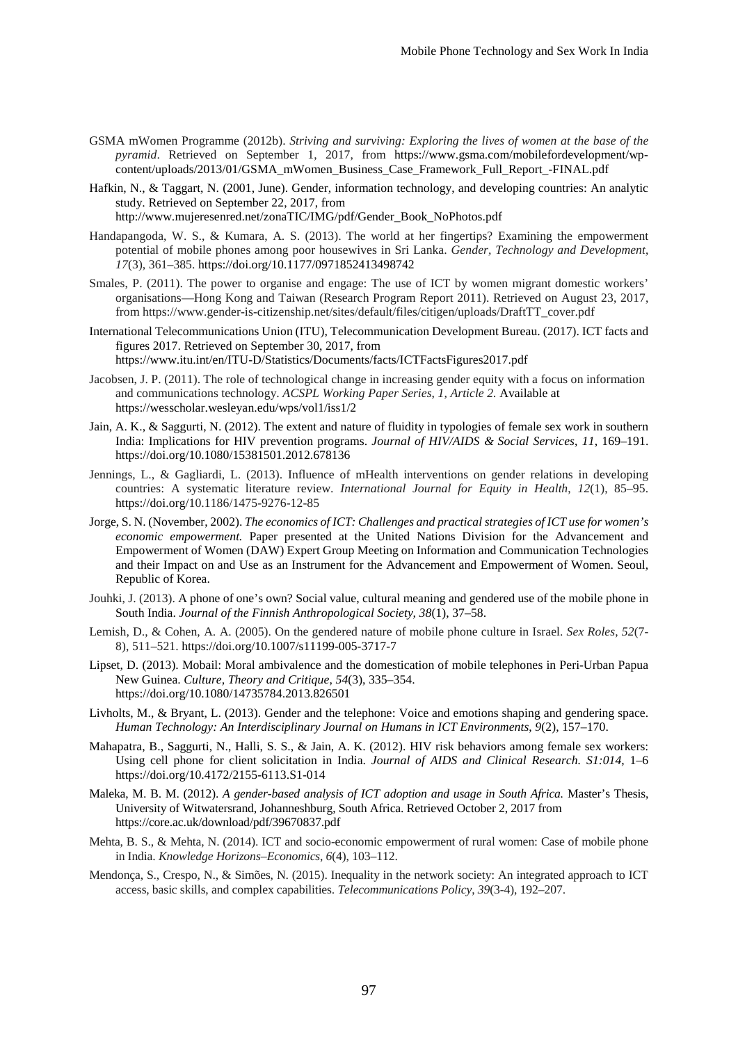GSMA mWomen Programme (2012b). *Striving and surviving: Exploring the lives of women at the base of the pyramid*. Retrieved on September 1, 2017, from https://www.gsma.com/mobilefordevelopment/wp-content/uploads/2013/01/GSMA_mWomen_Business_Case_Framework_Full_Report_-FINAL.pdf

Hafkin, N., & Taggart, N. (2001, June). Gender, information technology, and developing countries: An analytic study. Retrieved on September 22, 2017, from http://www.mujeresenred.net/zonaTIC/IMG/pdf/Gender_Book_NoPhotos.pdf

Handapangoda, W. S., & Kumara, A. S. (2013). The world at her fingertips? Examining the empowerment potential of mobile phones among poor housewives in Sri Lanka. *Gender, Technology and Development*, *17*(3), 361–385. https://doi.org/10.1177/0971852413498742

Smales, P. (2011). The power to organise and engage: The use of ICT by women migrant domestic workers' organisations—Hong Kong and Taiwan (Research Program Report 2011). Retrieved on August 23, 2017, from https://www.gender-is-citizenship.net/sites/default/files/citigen/uploads/DraftTT_cover.pdf

International Telecommunications Union (ITU), Telecommunication Development Bureau. (2017). ICT facts and figures 2017. Retrieved on September 30, 2017, from https://www.itu.int/en/ITU-D/Statistics/Documents/facts/ICTFactsFigures2017.pdf

Jacobsen, J. P. (2011). The role of technological change in increasing gender equity with a focus on information and communications technology. *ACSPL Working Paper Series, 1, Article 2.* Available at https://wesscholar.wesleyan.edu/wps/vol1/iss1/2

Jain, A. K., & Saggurti, N. (2012). The extent and nature of fluidity in typologies of female sex work in southern India: Implications for HIV prevention programs. *Journal of HIV/AIDS & Social Services*, *11*, 169–191. https://doi.org/10.1080/15381501.2012.678136

Jennings, L., & Gagliardi, L. (2013). Influence of mHealth interventions on gender relations in developing countries: A systematic literature review. *International Journal for Equity in Health*, *12*(1), 85–95. https://doi.org/10.1186/1475-9276-12-85

Jorge, S. N. (November, 2002). *The economics of ICT: Challenges and practical strategies of ICT use for women's economic empowerment.* Paper presented at the United Nations Division for the Advancement and Empowerment of Women (DAW) Expert Group Meeting on Information and Communication Technologies and their Impact on and Use as an Instrument for the Advancement and Empowerment of Women. Seoul, Republic of Korea.

Jouhki, J. (2013). A phone of one's own? Social value, cultural meaning and gendered use of the mobile phone in South India. *Journal of the Finnish Anthropological Society, 38*(1), 37–58.

Lemish, D., & Cohen, A. A. (2005). On the gendered nature of mobile phone culture in Israel. *Sex Roles*, *52*(7-8), 511–521. https://doi.org/10.1007/s11199-005-3717-7

Lipset, D. (2013). Mobail: Moral ambivalence and the domestication of mobile telephones in Peri-Urban Papua New Guinea. *Culture, Theory and Critique*, *54*(3), 335–354. https://doi.org/10.1080/14735784.2013.826501

Livholts, M., & Bryant, L. (2013). Gender and the telephone: Voice and emotions shaping and gendering space. *Human Technology: An Interdisciplinary Journal on Humans in ICT Environments*, *9*(2), 157–170.

Mahapatra, B., Saggurti, N., Halli, S. S., & Jain, A. K. (2012). HIV risk behaviors among female sex workers: Using cell phone for client solicitation in India. *Journal of AIDS and Clinical Research. S1:014,* 1–6 https://doi.org/10.4172/2155-6113.S1-014

Maleka, M. B. M. (2012). *A gender-based analysis of ICT adoption and usage in South Africa.* Master's Thesis, University of Witwatersrand, Johanneshburg, South Africa. Retrieved October 2, 2017 from https://core.ac.uk/download/pdf/39670837.pdf

Mehta, B. S., & Mehta, N. (2014). ICT and socio-economic empowerment of rural women: Case of mobile phone in India. *Knowledge Horizons–Economics*, *6*(4), 103–112.

Mendonça, S., Crespo, N., & Simões, N. (2015). Inequality in the network society: An integrated approach to ICT access, basic skills, and complex capabilities. *Telecommunications Policy*, *39*(3-4), 192–207.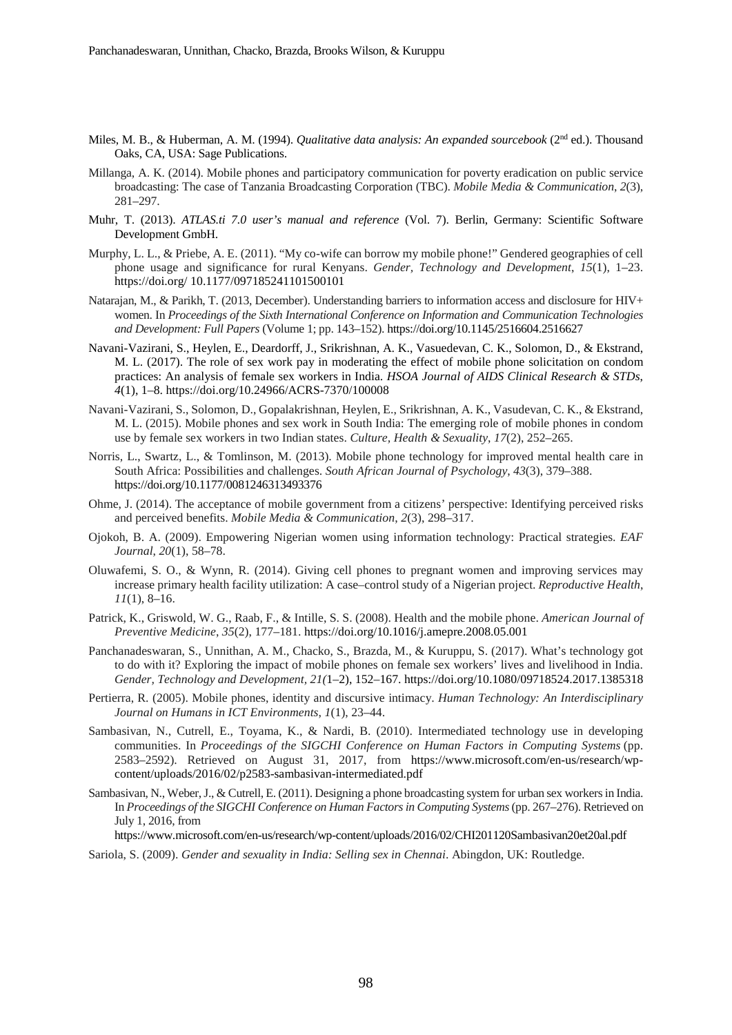Miles, M. B., & Huberman, A. M. (1994). *Qualitative data analysis: An expanded sourcebook* (2nd ed.). Thousand Oaks, CA, USA: Sage Publications.

Millanga, A. K. (2014). Mobile phones and participatory communication for poverty eradication on public service broadcasting: The case of Tanzania Broadcasting Corporation (TBC). *Mobile Media & Communication*, *2*(3), 281–297.

Muhr, T. (2013). *ATLAS.ti 7.0 user's manual and reference* (Vol. 7). Berlin, Germany: Scientific Software Development GmbH.

Murphy, L. L., & Priebe, A. E. (2011). "My co-wife can borrow my mobile phone!" Gendered geographies of cell phone usage and significance for rural Kenyans. *Gender, Technology and Development*, *15*(1), 1–23. https://doi.org/ 10.1177/097185241101500101

Natarajan, M., & Parikh, T. (2013, December). Understanding barriers to information access and disclosure for HIV+ women. In *Proceedings of the Sixth International Conference on Information and Communication Technologies and Development: Full Papers* (Volume 1; pp. 143–152). https://doi.org/10.1145/2516604.2516627

Navani-Vazirani, S., Heylen, E., Deardorff, J., Srikrishnan, A. K., Vasuedevan, C. K., Solomon, D., & Ekstrand, M. L. (2017). The role of sex work pay in moderating the effect of mobile phone solicitation on condom practices: An analysis of female sex workers in India. *HSOA Journal of AIDS Clinical Research & STDs*, *4*(1), 1–8. https://doi.org/10.24966/ACRS-7370/100008

Navani-Vazirani, S., Solomon, D., Gopalakrishnan, Heylen, E., Srikrishnan, A. K., Vasudevan, C. K., & Ekstrand, M. L. (2015). Mobile phones and sex work in South India: The emerging role of mobile phones in condom use by female sex workers in two Indian states. *Culture, Health & Sexuality*, *17*(2), 252–265.

Norris, L., Swartz, L., & Tomlinson, M. (2013). Mobile phone technology for improved mental health care in South Africa: Possibilities and challenges. *South African Journal of Psychology*, *43*(3), 379–388. https://doi.org/10.1177/0081246313493376

Ohme, J. (2014). The acceptance of mobile government from a citizens' perspective: Identifying perceived risks and perceived benefits. *Mobile Media & Communication*, *2*(3), 298–317.

Ojokoh, B. A. (2009). Empowering Nigerian women using information technology: Practical strategies. *EAF Journal*, *20*(1), 58–78.

Oluwafemi, S. O., & Wynn, R. (2014). Giving cell phones to pregnant women and improving services may increase primary health facility utilization: A case–control study of a Nigerian project. *Reproductive Health*, *11*(1), 8–16.

Patrick, K., Griswold, W. G., Raab, F., & Intille, S. S. (2008). Health and the mobile phone. *American Journal of Preventive Medicine*, *35*(2), 177–181. https://doi.org/10.1016/j.amepre.2008.05.001

Panchanadeswaran, S., Unnithan, A. M., Chacko, S., Brazda, M., & Kuruppu, S. (2017). What's technology got to do with it? Exploring the impact of mobile phones on female sex workers' lives and livelihood in India. *Gender, Technology and Development, 21(*1–2), 152–167. https://doi.org/10.1080/09718524.2017.1385318

Pertierra, R. (2005). Mobile phones, identity and discursive intimacy. *Human Technology: An Interdisciplinary Journal on Humans in ICT Environments*, *1*(1), 23–44.

Sambasivan, N., Cutrell, E., Toyama, K., & Nardi, B. (2010). Intermediated technology use in developing communities. In *Proceedings of the SIGCHI Conference on Human Factors in Computing Systems* (pp. 2583–2592). Retrieved on August 31, 2017, from https://www.microsoft.com/en-us/research/wp-content/uploads/2016/02/p2583-sambasivan-intermediated.pdf

Sambasivan, N., Weber, J., & Cutrell, E. (2011). Designing a phone broadcasting system for urban sex workers in India. In *Proceedings of the SIGCHI Conference on Human Factors in Computing Systems* (pp. 267–276). Retrieved on July 1, 2016, from https://www.microsoft.com/en-us/research/wp-content/uploads/2016/02/CHI201120Sambasivan20et20al.pdf

Sariola, S. (2009). *Gender and sexuality in India: Selling sex in Chennai*. Abingdon, UK: Routledge.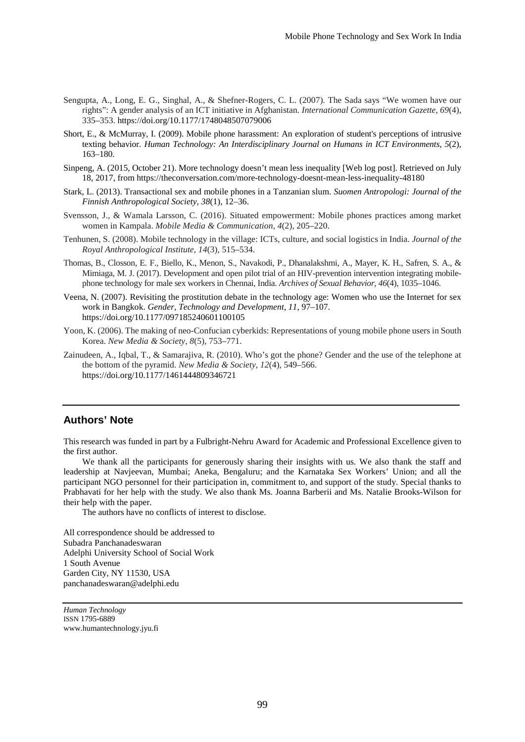Sengupta, A., Long, E. G., Singhal, A., & Shefner-Rogers, C. L. (2007). The Sada says "We women have our rights": A gender analysis of an ICT initiative in Afghanistan. *International Communication Gazette, 69*(4), 335–353. https://doi.org/10.1177/1748048507079006

Short, E., & McMurray, I. (2009). Mobile phone harassment: An exploration of student's perceptions of intrusive texting behavior. *Human Technology: An Interdisciplinary Journal on Humans in ICT Environments, 5*(2), 163–180.

Sinpeng, A. (2015, October 21). More technology doesn't mean less inequality [Web log post]. Retrieved on July 18, 2017, from https://theconversation.com/more-technology-doesnt-mean-less-inequality-48180

Stark, L. (2013). Transactional sex and mobile phones in a Tanzanian slum. *Suomen Antropologi: Journal of the Finnish Anthropological Society, 38*(1), 12–36.

Svensson, J., & Wamala Larsson, C. (2016). Situated empowerment: Mobile phones practices among market women in Kampala. *Mobile Media & Communication, 4*(2), 205–220.

Tenhunen, S. (2008). Mobile technology in the village: ICTs, culture, and social logistics in India. *Journal of the Royal Anthropological Institute, 14*(3), 515–534.

Thomas, B., Closson, E. F., Biello, K., Menon, S., Navakodi, P., Dhanalakshmi, A., Mayer, K. H., Safren, S. A., & Mimiaga, M. J. (2017). Development and open pilot trial of an HIV-prevention intervention integrating mobile-phone technology for male sex workers in Chennai, India. *Archives of Sexual Behavior, 46*(4), 1035–1046.

Veena, N. (2007). Revisiting the prostitution debate in the technology age: Women who use the Internet for sex work in Bangkok. *Gender, Technology and Development, 11*, 97–107. https://doi.org/10.1177/097185240601100105

Yoon, K. (2006). The making of neo-Confucian cyberkids: Representations of young mobile phone users in South Korea. *New Media & Society, 8*(5), 753–771.

Zainudeen, A., Iqbal, T., & Samarajiva, R. (2010). Who's got the phone? Gender and the use of the telephone at the bottom of the pyramid. *New Media & Society, 12*(4), 549–566. https://doi.org/10.1177/1461444809346721

## Authors' Note

This research was funded in part by a Fulbright-Nehru Award for Academic and Professional Excellence given to the first author.

We thank all the participants for generously sharing their insights with us. We also thank the staff and leadership at Navjeevan, Mumbai; Aneka, Bengaluru; and the Karnataka Sex Workers' Union; and all the participant NGO personnel for their participation in, commitment to, and support of the study. Special thanks to Prabhavati for her help with the study. We also thank Ms. Joanna Barberii and Ms. Natalie Brooks-Wilson for their help with the paper.

The authors have no conflicts of interest to disclose.

All correspondence should be addressed to
Subadra Panchanadeswaran
Adelphi University School of Social Work
1 South Avenue
Garden City, NY 11530, USA
panchanadeswaran@adelphi.edu

*Human Technology*
ISSN 1795-6889
www.humantechnology.jyu.fi